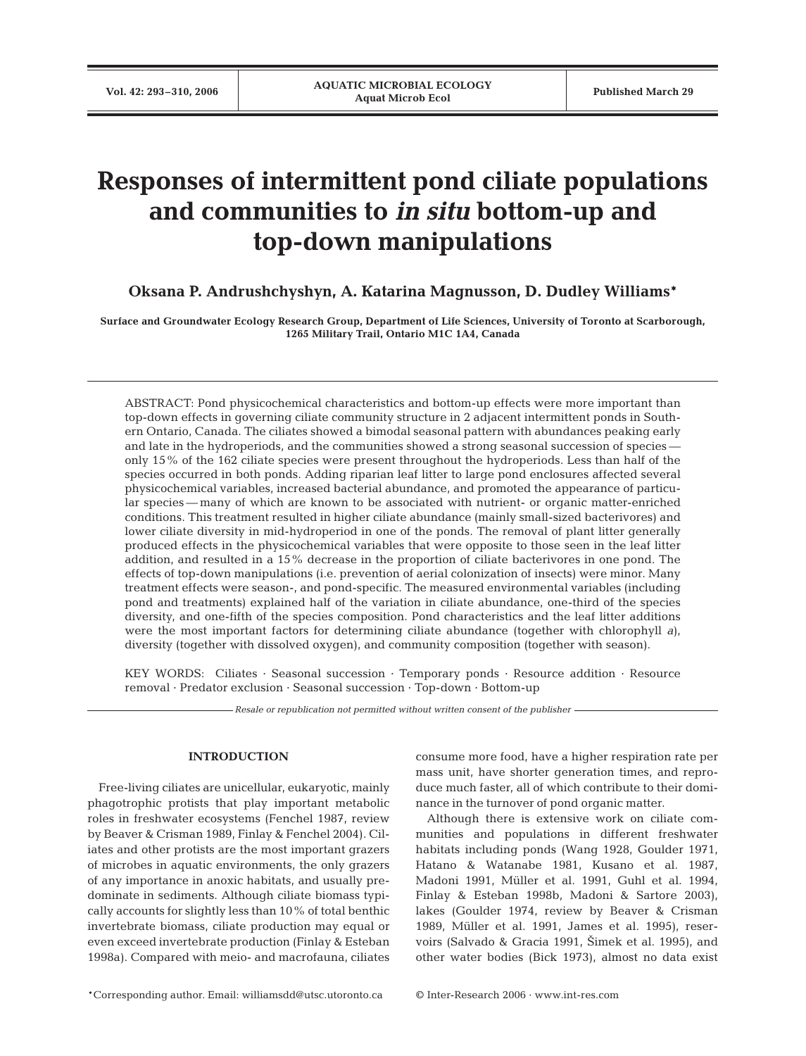# Responses of intermittent pond ciliate populations and communities to *in situ* bottom-up and top-down manipulations

**Oksana P. Andrushchyshyn, A. Katarina Magnusson, D. Dudley Williams***

**Surface and Groundwater Ecology Research Group, Department of Life Sciences, University of Toronto at Scarborough, 1265 Military Trail, Ontario M1C 1A4, Canada**

ABSTRACT: Pond physicochemical characteristics and bottom-up effects were more important than top-down effects in governing ciliate community structure in 2 adjacent intermittent ponds in Southern Ontario, Canada. The ciliates showed a bimodal seasonal pattern with abundances peaking early and late in the hydroperiods, and the communities showed a strong seasonal succession of species — only 15% of the 162 ciliate species were present throughout the hydroperiods. Less than half of the species occurred in both ponds. Adding riparian leaf litter to large pond enclosures affected several physicochemical variables, increased bacterial abundance, and promoted the appearance of particular species — many of which are known to be associated with nutrient- or organic matter-enriched conditions. This treatment resulted in higher ciliate abundance (mainly small-sized bacterivores) and lower ciliate diversity in mid-hydroperiod in one of the ponds. The removal of plant litter generally produced effects in the physicochemical variables that were opposite to those seen in the leaf litter addition, and resulted in a 15% decrease in the proportion of ciliate bacterivores in one pond. The effects of top-down manipulations (i.e. prevention of aerial colonization of insects) were minor. Many treatment effects were season-, and pond-specific. The measured environmental variables (including pond and treatments) explained half of the variation in ciliate abundance, one-third of the species diversity, and one-fifth of the species composition. Pond characteristics and the leaf litter additions were the most important factors for determining ciliate abundance (together with chlorophyll *a*), diversity (together with dissolved oxygen), and community composition (together with season).

KEY WORDS: Ciliates · Seasonal succession · Temporary ponds · Resource addition · Resource removal · Predator exclusion · Seasonal succession · Top-down · Bottom-up

*Resale or republication not permitted without written consent of the publisher*

## INTRODUCTION

Free-living ciliates are unicellular, eukaryotic, mainly phagotrophic protists that play important metabolic roles in freshwater ecosystems (Fenchel 1987, review by Beaver & Crisman 1989, Finlay & Fenchel 2004). Ciliates and other protists are the most important grazers of microbes in aquatic environments, the only grazers of any importance in anoxic habitats, and usually predominate in sediments. Although ciliate biomass typically accounts for slightly less than 10% of total benthic invertebrate biomass, ciliate production may equal or even exceed invertebrate production (Finlay & Esteban 1998a). Compared with meio- and macrofauna, ciliates consume more food, have a higher respiration rate per mass unit, have shorter generation times, and reproduce much faster, all of which contribute to their dominance in the turnover of pond organic matter.

Although there is extensive work on ciliate communities and populations in different freshwater habitats including ponds (Wang 1928, Goulder 1971, Hatano & Watanabe 1981, Kusano et al. 1987, Madoni 1991, Müller et al. 1991, Guhl et al. 1994, Finlay & Esteban 1998b, Madoni & Sartore 2003), lakes (Goulder 1974, review by Beaver & Crisman 1989, Müller et al. 1991, James et al. 1995), reservoirs (Salvado & Gracia 1991, Šimek et al. 1995), and other water bodies (Bick 1973), almost no data exist

*Corresponding author. Email: williamsdd@utsc.utoronto.ca

© Inter-Research 2006 · www.int-res.com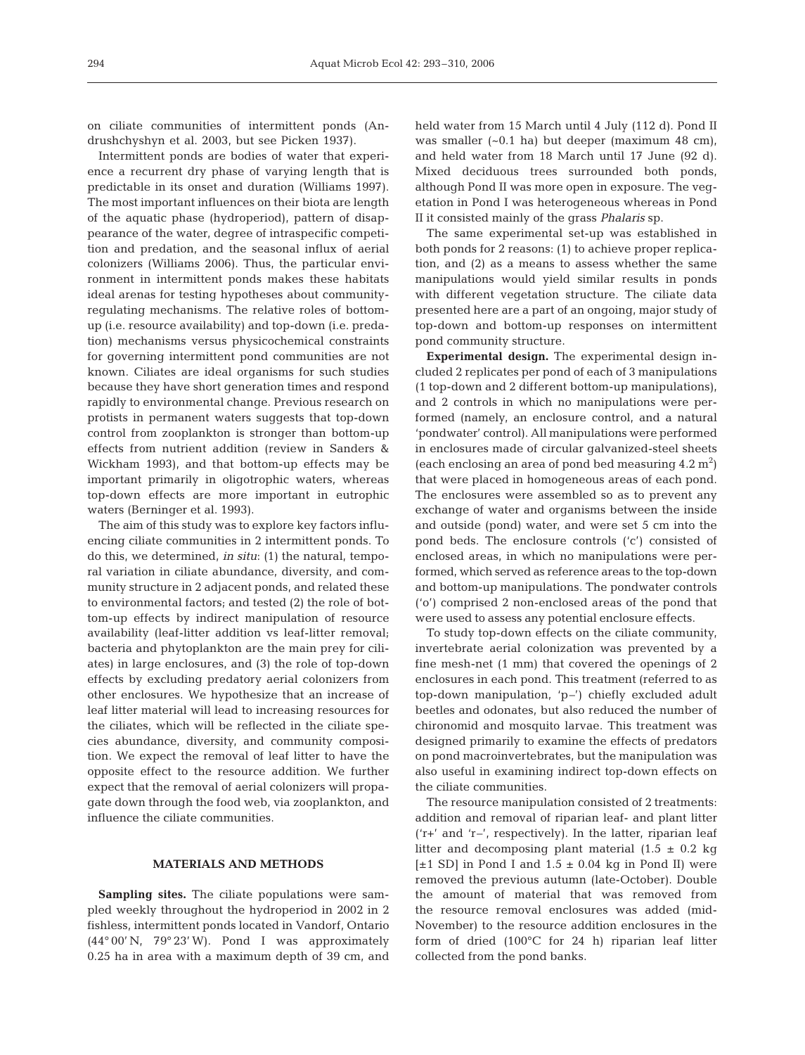on ciliate communities of intermittent ponds (Andrushchyshyn et al. 2003, but see Picken 1937).

Intermittent ponds are bodies of water that experience a recurrent dry phase of varying length that is predictable in its onset and duration (Williams 1997). The most important influences on their biota are length of the aquatic phase (hydroperiod), pattern of disappearance of the water, degree of intraspecific competition and predation, and the seasonal influx of aerial colonizers (Williams 2006). Thus, the particular environment in intermittent ponds makes these habitats ideal arenas for testing hypotheses about community-regulating mechanisms. The relative roles of bottom-up (i.e. resource availability) and top-down (i.e. predation) mechanisms versus physicochemical constraints for governing intermittent pond communities are not known. Ciliates are ideal organisms for such studies because they have short generation times and respond rapidly to environmental change. Previous research on protists in permanent waters suggests that top-down control from zooplankton is stronger than bottom-up effects from nutrient addition (review in Sanders & Wickham 1993), and that bottom-up effects may be important primarily in oligotrophic waters, whereas top-down effects are more important in eutrophic waters (Berninger et al. 1993).

The aim of this study was to explore key factors influencing ciliate communities in 2 intermittent ponds. To do this, we determined, *in situ*: (1) the natural, temporal variation in ciliate abundance, diversity, and community structure in 2 adjacent ponds, and related these to environmental factors; and tested (2) the role of bottom-up effects by indirect manipulation of resource availability (leaf-litter addition vs leaf-litter removal; bacteria and phytoplankton are the main prey for ciliates) in large enclosures, and (3) the role of top-down effects by excluding predatory aerial colonizers from other enclosures. We hypothesize that an increase of leaf litter material will lead to increasing resources for the ciliates, which will be reflected in the ciliate species abundance, diversity, and community composition. We expect the removal of leaf litter to have the opposite effect to the resource addition. We further expect that the removal of aerial colonizers will propagate down through the food web, via zooplankton, and influence the ciliate communities.

## MATERIALS AND METHODS

**Sampling sites.** The ciliate populations were sampled weekly throughout the hydroperiod in 2002 in 2 fishless, intermittent ponds located in Vandorf, Ontario (44° 00′ N, 79° 23′ W). Pond I was approximately 0.25 ha in area with a maximum depth of 39 cm, and held water from 15 March until 4 July (112 d). Pond II was smaller (~0.1 ha) but deeper (maximum 48 cm), and held water from 18 March until 17 June (92 d). Mixed deciduous trees surrounded both ponds, although Pond II was more open in exposure. The vegetation in Pond I was heterogeneous whereas in Pond II it consisted mainly of the grass *Phalaris* sp.

The same experimental set-up was established in both ponds for 2 reasons: (1) to achieve proper replication, and (2) as a means to assess whether the same manipulations would yield similar results in ponds with different vegetation structure. The ciliate data presented here are a part of an ongoing, major study of top-down and bottom-up responses on intermittent pond community structure.

**Experimental design.** The experimental design included 2 replicates per pond of each of 3 manipulations (1 top-down and 2 different bottom-up manipulations), and 2 controls in which no manipulations were performed (namely, an enclosure control, and a natural 'pondwater' control). All manipulations were performed in enclosures made of circular galvanized-steel sheets (each enclosing an area of pond bed measuring 4.2 $m^2$) that were placed in homogeneous areas of each pond. The enclosures were assembled so as to prevent any exchange of water and organisms between the inside and outside (pond) water, and were set 5 cm into the pond beds. The enclosure controls ('c') consisted of enclosed areas, in which no manipulations were performed, which served as reference areas to the top-down and bottom-up manipulations. The pondwater controls ('o') comprised 2 non-enclosed areas of the pond that were used to assess any potential enclosure effects.

To study top-down effects on the ciliate community, invertebrate aerial colonization was prevented by a fine mesh-net (1 mm) that covered the openings of 2 enclosures in each pond. This treatment (referred to as top-down manipulation, 'p–') chiefly excluded adult beetles and odonates, but also reduced the number of chironomid and mosquito larvae. This treatment was designed primarily to examine the effects of predators on pond macroinvertebrates, but the manipulation was also useful in examining indirect top-down effects on the ciliate communities.

The resource manipulation consisted of 2 treatments: addition and removal of riparian leaf- and plant litter ('r+' and 'r–', respectively). In the latter, riparian leaf litter and decomposing plant material (1.5 ± 0.2 kg [±1 SD] in Pond I and 1.5 ± 0.04 kg in Pond II) were removed the previous autumn (late-October). Double the amount of material that was removed from the resource removal enclosures was added (mid-November) to the resource addition enclosures in the form of dried (100°C for 24 h) riparian leaf litter collected from the pond banks.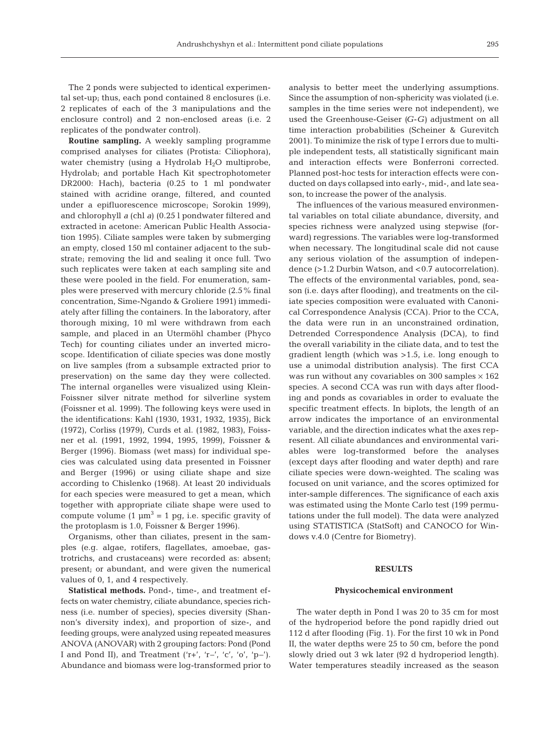The 2 ponds were subjected to identical experimental set-up; thus, each pond contained 8 enclosures (i.e. 2 replicates of each of the 3 manipulations and the enclosure control) and 2 non-enclosed areas (i.e. 2 replicates of the pondwater control).

**Routine sampling.** A weekly sampling programme comprised analyses for ciliates (Protista: Ciliophora), water chemistry (using a Hydrolab $H_2O$ multiprobe, Hydrolab; and portable Hach Kit spectrophotometer DR2000: Hach), bacteria (0.25 to 1 ml pondwater stained with acridine orange, filtered, and counted under a epifluorescence microscope; Sorokin 1999), and chlorophyll *a* (chl *a*) (0.25 l pondwater filtered and extracted in acetone: American Public Health Association 1995). Ciliate samples were taken by submerging an empty, closed 150 ml container adjacent to the substrate; removing the lid and sealing it once full. Two such replicates were taken at each sampling site and these were pooled in the field. For enumeration, samples were preserved with mercury chloride (2.5% final concentration, Sime-Ngando & Groliere 1991) immediately after filling the containers. In the laboratory, after thorough mixing, 10 ml were withdrawn from each sample, and placed in an Utermöhl chamber (Phyco Tech) for counting ciliates under an inverted microscope. Identification of ciliate species was done mostly on live samples (from a subsample extracted prior to preservation) on the same day they were collected. The internal organelles were visualized using Klein-Foissner silver nitrate method for silverline system (Foissner et al. 1999). The following keys were used in the identifications: Kahl (1930, 1931, 1932, 1935), Bick (1972), Corliss (1979), Curds et al. (1982, 1983), Foissner et al. (1991, 1992, 1994, 1995, 1999), Foissner & Berger (1996). Biomass (wet mass) for individual species was calculated using data presented in Foissner and Berger (1996) or using ciliate shape and size according to Chislenko (1968). At least 20 individuals for each species were measured to get a mean, which together with appropriate ciliate shape were used to compute volume ($1\ \mu m^3 = 1$ pg, i.e. specific gravity of the protoplasm is 1.0, Foissner & Berger 1996).

Organisms, other than ciliates, present in the samples (e.g. algae, rotifers, flagellates, amoebae, gastrotrichs, and crustaceans) were recorded as: absent; present; or abundant, and were given the numerical values of 0, 1, and 4 respectively.

**Statistical methods.** Pond-, time-, and treatment effects on water chemistry, ciliate abundance, species richness (i.e. number of species), species diversity (Shannon's diversity index), and proportion of size-, and feeding groups, were analyzed using repeated measures ANOVA (ANOVAR) with 2 grouping factors: Pond (Pond I and Pond II), and Treatment ('r+', 'r–', 'c', 'o', 'p–'). Abundance and biomass were log-transformed prior to analysis to better meet the underlying assumptions. Since the assumption of non-sphericity was violated (i.e. samples in the time series were not independent), we used the Greenhouse-Geiser (*G-G*) adjustment on all time interaction probabilities (Scheiner & Gurevitch 2001). To minimize the risk of type I errors due to multiple independent tests, all statistically significant main and interaction effects were Bonferroni corrected. Planned post-hoc tests for interaction effects were conducted on days collapsed into early-, mid-, and late season, to increase the power of the analysis.

The influences of the various measured environmental variables on total ciliate abundance, diversity, and species richness were analyzed using stepwise (forward) regressions. The variables were log-transformed when necessary. The longitudinal scale did not cause any serious violation of the assumption of independence (>1.2 Durbin Watson, and <0.7 autocorrelation). The effects of the environmental variables, pond, season (i.e. days after flooding), and treatments on the ciliate species composition were evaluated with Canonical Correspondence Analysis (CCA). Prior to the CCA, the data were run in an unconstrained ordination, Detrended Correspondence Analysis (DCA), to find the overall variability in the ciliate data, and to test the gradient length (which was >1.5, i.e. long enough to use a unimodal distribution analysis). The first CCA was run without any covariables on 300 samples × 162 species. A second CCA was run with days after flooding and ponds as covariables in order to evaluate the specific treatment effects. In biplots, the length of an arrow indicates the importance of an environmental variable, and the direction indicates what the axes represent. All ciliate abundances and environmental variables were log-transformed before the analyses (except days after flooding and water depth) and rare ciliate species were down-weighted. The scaling was focused on unit variance, and the scores optimized for inter-sample differences. The significance of each axis was estimated using the Monte Carlo test (199 permutations under the full model). The data were analyzed using STATISTICA (StatSoft) and CANOCO for Windows v.4.0 (Centre for Biometry).

## RESULTS

### Physicochemical environment

The water depth in Pond I was 20 to 35 cm for most of the hydroperiod before the pond rapidly dried out 112 d after flooding (Fig. 1). For the first 10 wk in Pond II, the water depths were 25 to 50 cm, before the pond slowly dried out 3 wk later (92 d hydroperiod length). Water temperatures steadily increased as the season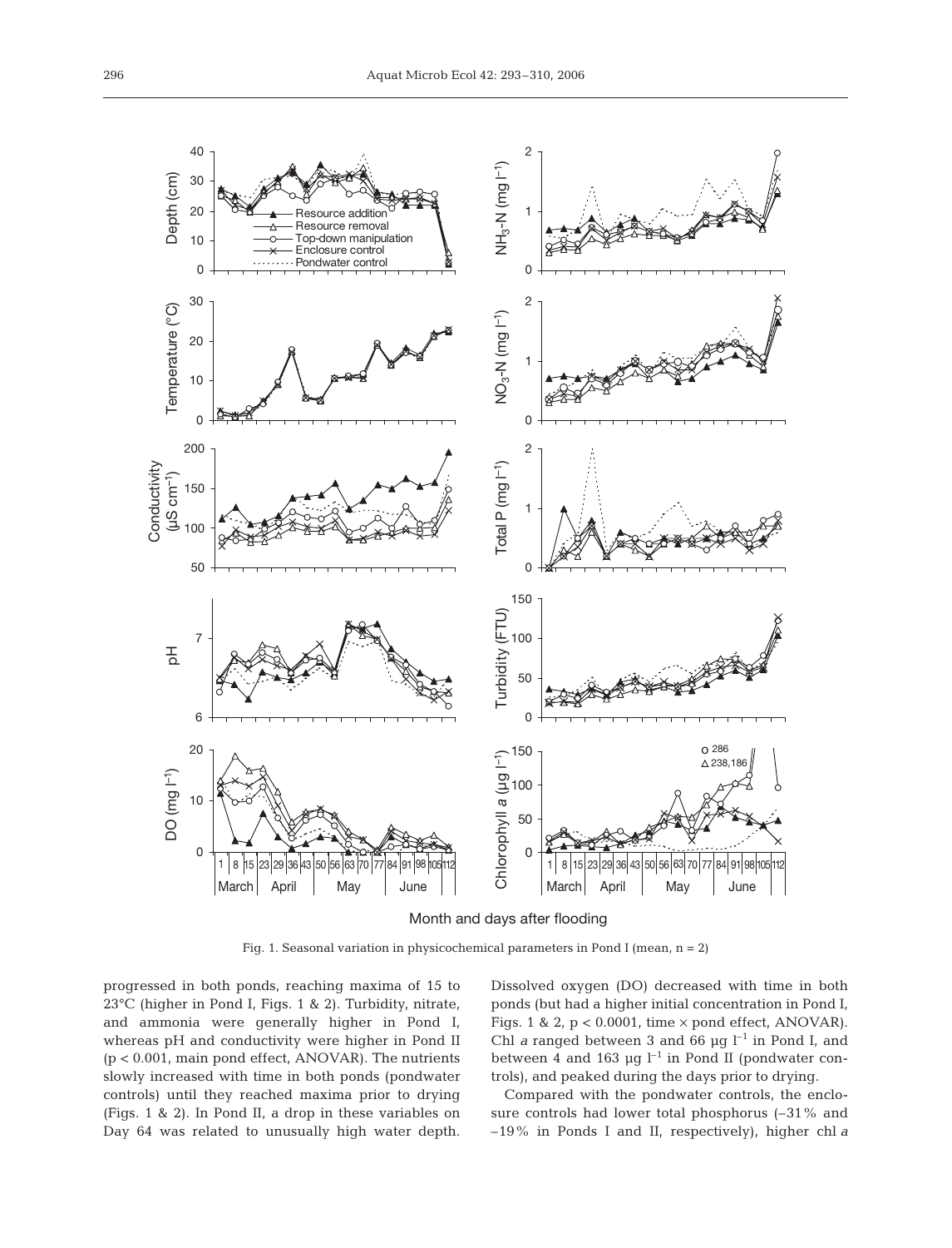Fig. 1. Seasonal variation in physicochemical parameters in Pond I (mean, n = 2)

progressed in both ponds, reaching maxima of 15 to 23°C (higher in Pond I, Figs. 1 & 2). Turbidity, nitrate, and ammonia were generally higher in Pond I, whereas pH and conductivity were higher in Pond II ($p < 0.001$, main pond effect, ANOVAR). The nutrients slowly increased with time in both ponds (pondwater controls) until they reached maxima prior to drying (Figs. 1 & 2). In Pond II, a drop in these variables on Day 64 was related to unusually high water depth. Dissolved oxygen (DO) decreased with time in both ponds (but had a higher initial concentration in Pond I, Figs. 1 & 2, $p < 0.0001$, time × pond effect, ANOVAR). Chl *a* ranged between 3 and 66 µg $l^{-1}$ in Pond I, and between 4 and 163 µg $l^{-1}$ in Pond II (pondwater controls), and peaked during the days prior to drying.

Compared with the pondwater controls, the enclosure controls had lower total phosphorus (–31% and –19% in Ponds I and II, respectively), higher chl *a*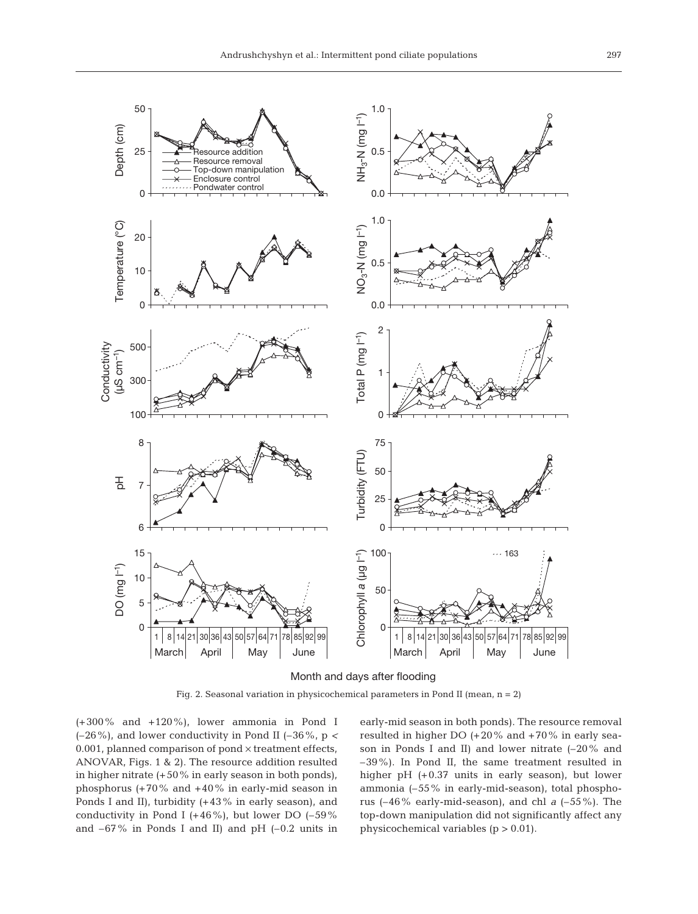Fig. 2. Seasonal variation in physicochemical parameters in Pond II (mean, n = 2)

(+300% and +120%), lower ammonia in Pond I (–26%), and lower conductivity in Pond II (–36%, $p < 0.001$, planned comparison of pond × treatment effects, ANOVAR, Figs. 1 & 2). The resource addition resulted in higher nitrate (+50% in early season in both ponds), phosphorus (+70% and +40% in early-mid season in Ponds I and II), turbidity (+43% in early season), and conductivity in Pond I (+46%), but lower DO (–59% and –67% in Ponds I and II) and pH (–0.2 units in early-mid season in both ponds). The resource removal resulted in higher DO (+20% and +70% in early season in Ponds I and II) and lower nitrate (–20% and –39%). In Pond II, the same treatment resulted in higher pH (+0.37 units in early season), but lower ammonia (–55% in early-mid-season), total phosphorus (–46% early-mid-season), and chl *a* (–55%). The top-down manipulation did not significantly affect any physicochemical variables ($p > 0.01$).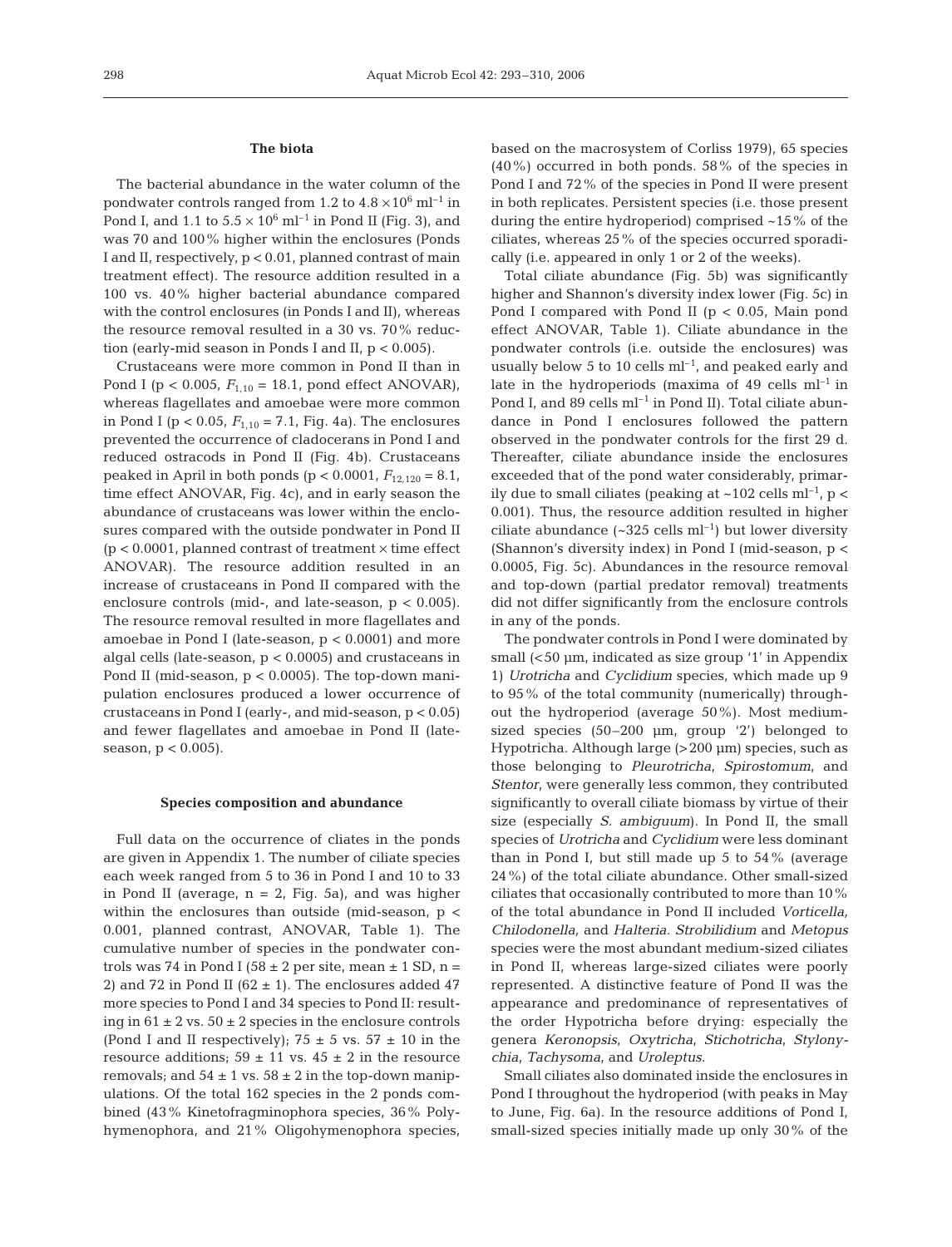### The biota

The bacterial abundance in the water column of the pondwater controls ranged from 1.2 to 4.8 $\times 10^6$ ml$^{-1}$ in Pond I, and 1.1 to 5.5 $\times 10^6$ ml$^{-1}$ in Pond II (Fig. 3), and was 70 and 100% higher within the enclosures (Ponds I and II, respectively, $p < 0.01$, planned contrast of main treatment effect). The resource addition resulted in a 100 vs. 40% higher bacterial abundance compared with the control enclosures (in Ponds I and II), whereas the resource removal resulted in a 30 vs. 70% reduction (early-mid season in Ponds I and II, $p < 0.005$).

Crustaceans were more common in Pond II than in Pond I ($p < 0.005$, $F_{1,10} = 18.1$, pond effect ANOVAR), whereas flagellates and amoebae were more common in Pond I ($p < 0.05$, $F_{1,10} = 7.1$, Fig. 4a). The enclosures prevented the occurrence of cladocerans in Pond I and reduced ostracods in Pond II (Fig. 4b). Crustaceans peaked in April in both ponds ($p < 0.0001$, $F_{12,120} = 8.1$, time effect ANOVAR, Fig. 4c), and in early season the abundance of crustaceans was lower within the enclosures compared with the outside pondwater in Pond II ($p < 0.0001$, planned contrast of treatment × time effect ANOVAR). The resource addition resulted in an increase of crustaceans in Pond II compared with the enclosure controls (mid-, and late-season, $p < 0.005$). The resource removal resulted in more flagellates and amoebae in Pond I (late-season, $p < 0.0001$) and more algal cells (late-season, $p < 0.0005$) and crustaceans in Pond II (mid-season, $p < 0.0005$). The top-down manipulation enclosures produced a lower occurrence of crustaceans in Pond I (early-, and mid-season, $p < 0.05$) and fewer flagellates and amoebae in Pond II (late-season, $p < 0.005$).

### Species composition and abundance

Full data on the occurrence of cliates in the ponds are given in Appendix 1. The number of ciliate species each week ranged from 5 to 36 in Pond I and 10 to 33 in Pond II (average, n = 2, Fig. 5a), and was higher within the enclosures than outside (mid-season, $p < 0.001$, planned contrast, ANOVAR, Table 1). The cumulative number of species in the pondwater controls was 74 in Pond I (58 ± 2 per site, mean ± 1 SD, n = 2) and 72 in Pond II (62 ± 1). The enclosures added 47 more species to Pond I and 34 species to Pond II: resulting in 61 ± 2 vs. 50 ± 2 species in the enclosure controls (Pond I and II respectively); 75 ± 5 vs. 57 ± 10 in the resource additions; 59 ± 11 vs. 45 ± 2 in the resource removals; and 54 ± 1 vs. 58 ± 2 in the top-down manipulations. Of the total 162 species in the 2 ponds combined (43% Kinetofragminophora species, 36% Polyhymenophora, and 21% Oligohymenophora species, based on the macrosystem of Corliss 1979), 65 species (40%) occurred in both ponds. 58% of the species in Pond I and 72% of the species in Pond II were present in both replicates. Persistent species (i.e. those present during the entire hydroperiod) comprised ~15% of the ciliates, whereas 25% of the species occurred sporadically (i.e. appeared in only 1 or 2 of the weeks).

Total ciliate abundance (Fig. 5b) was significantly higher and Shannon's diversity index lower (Fig. 5c) in Pond I compared with Pond II ($p < 0.05$, Main pond effect ANOVAR, Table 1). Ciliate abundance in the pondwater controls (i.e. outside the enclosures) was usually below 5 to 10 cells ml$^{-1}$, and peaked early and late in the hydroperiods (maxima of 49 cells ml$^{-1}$ in Pond I, and 89 cells ml$^{-1}$ in Pond II). Total ciliate abundance in Pond I enclosures followed the pattern observed in the pondwater controls for the first 29 d. Thereafter, ciliate abundance inside the enclosures exceeded that of the pond water considerably, primarily due to small ciliates (peaking at ~102 cells ml$^{-1}$, $p < 0.001$). Thus, the resource addition resulted in higher ciliate abundance (~325 cells ml$^{-1}$) but lower diversity (Shannon's diversity index) in Pond I (mid-season, $p < 0.0005$, Fig. 5c). Abundances in the resource removal and top-down (partial predator removal) treatments did not differ significantly from the enclosure controls in any of the ponds.

The pondwater controls in Pond I were dominated by small (<50 µm, indicated as size group '1' in Appendix 1) *Urotricha* and *Cyclidium* species, which made up 9 to 95% of the total community (numerically) throughout the hydroperiod (average 50%). Most medium-sized species (50–200 µm, group '2') belonged to Hypotricha. Although large (>200 µm) species, such as those belonging to *Pleurotricha*, *Spirostomum*, and *Stentor*, were generally less common, they contributed significantly to overall ciliate biomass by virtue of their size (especially *S. ambiguum*). In Pond II, the small species of *Urotricha* and *Cyclidium* were less dominant than in Pond I, but still made up 5 to 54% (average 24%) of the total ciliate abundance. Other small-sized ciliates that occasionally contributed to more than 10% of the total abundance in Pond II included *Vorticella, Chilodonella,* and *Halteria*. *Strobilidium* and *Metopus* species were the most abundant medium-sized ciliates in Pond II, whereas large-sized ciliates were poorly represented. A distinctive feature of Pond II was the appearance and predominance of representatives of the order Hypotricha before drying: especially the genera *Keronopsis*, *Oxytricha*, *Stichotricha*, *Stylonychia*, *Tachysoma*, and *Uroleptus*.

Small ciliates also dominated inside the enclosures in Pond I throughout the hydroperiod (with peaks in May to June, Fig. 6a). In the resource additions of Pond I, small-sized species initially made up only 30% of the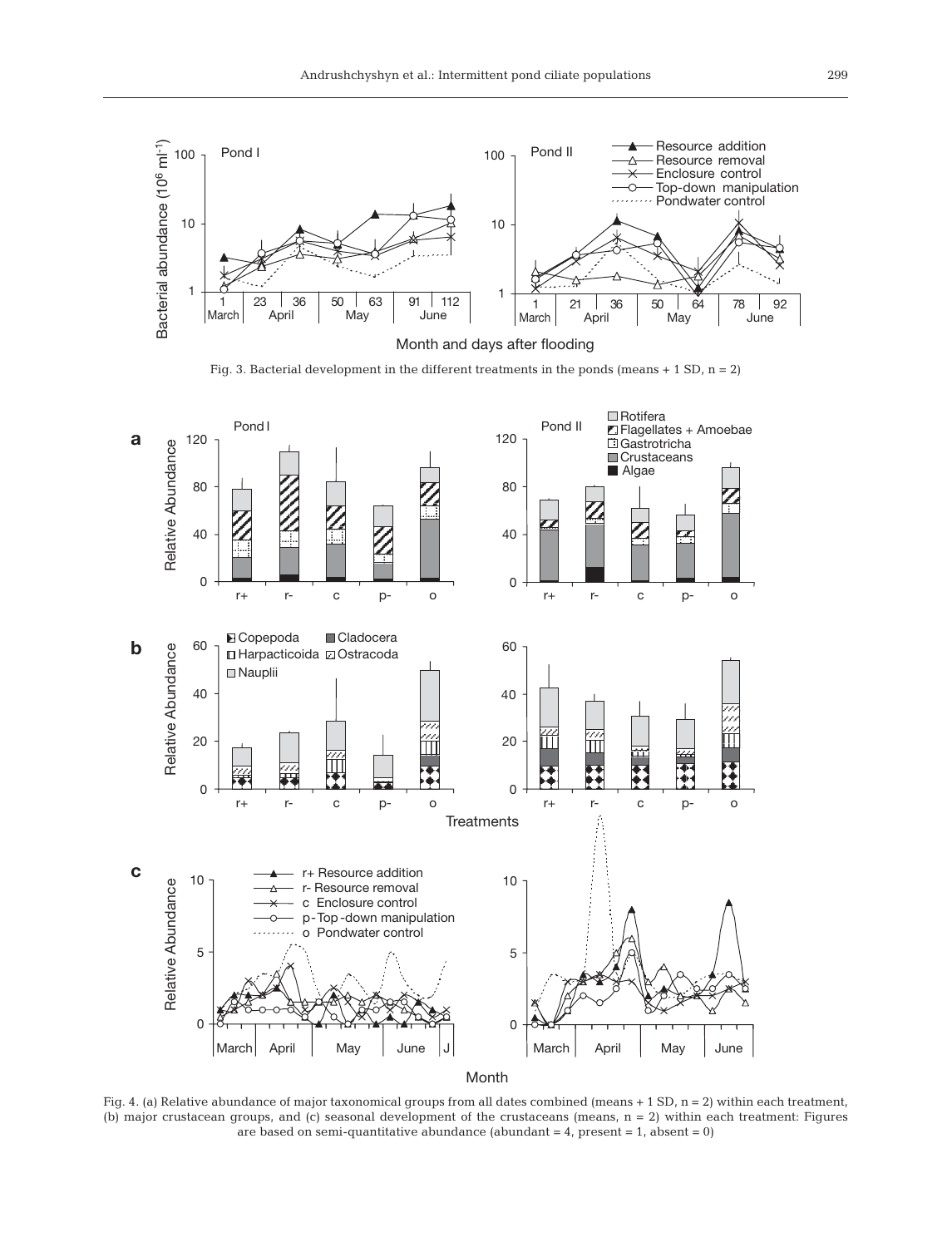Fig. 3. Bacterial development in the different treatments in the ponds (means + 1 SD, n = 2)

Fig. 4. (a) Relative abundance of major taxonomical groups from all dates combined (means + 1 SD, n = 2) within each treatment, (b) major crustacean groups, and (c) seasonal development of the crustaceans (means, n = 2) within each treatment: Figures are based on semi-quantitative abundance (abundant = 4, present = 1, absent = 0)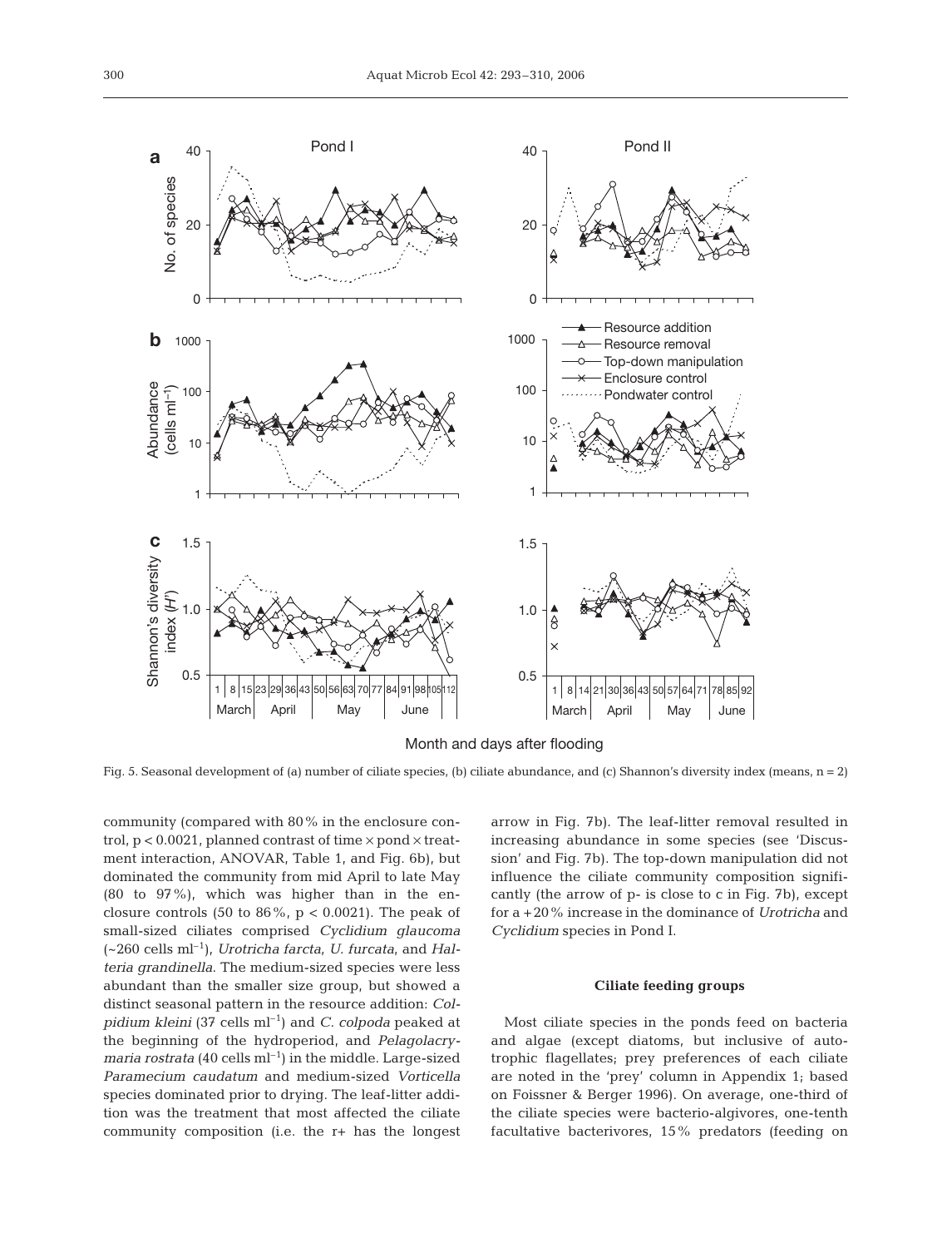Fig. 5. Seasonal development of (a) number of ciliate species, (b) ciliate abundance, and (c) Shannon's diversity index (means, n = 2)

community (compared with 80% in the enclosure control, $p < 0.0021$, planned contrast of time × pond × treatment interaction, ANOVAR, Table 1, and Fig. 6b), but dominated the community from mid April to late May (80 to 97%), which was higher than in the enclosure controls (50 to 86%, $p < 0.0021$). The peak of small-sized ciliates comprised *Cyclidium glaucoma* (~260 cells $ml^{-1}$), *Urotricha farcta*, *U. furcata*, and *Halteria grandinella*. The medium-sized species were less abundant than the smaller size group, but showed a distinct seasonal pattern in the resource addition: *Colpidium kleini* (37 cells $ml^{-1}$) and *C. colpoda* peaked at the beginning of the hydroperiod, and *Pelagolacrymaria rostrata* (40 cells $ml^{-1}$) in the middle. Large-sized *Paramecium caudatum* and medium-sized *Vorticella* species dominated prior to drying. The leaf-litter addition was the treatment that most affected the ciliate community composition (i.e. the r+ has the longest arrow in Fig. 7b). The leaf-litter removal resulted in increasing abundance in some species (see 'Discussion' and Fig. 7b). The top-down manipulation did not influence the ciliate community composition significantly (the arrow of p- is close to c in Fig. 7b), except for a +20% increase in the dominance of *Urotricha* and *Cyclidium* species in Pond I.

### Ciliate feeding groups

Most ciliate species in the ponds feed on bacteria and algae (except diatoms, but inclusive of autotrophic flagellates; prey preferences of each ciliate are noted in the 'prey' column in Appendix 1; based on Foissner & Berger 1996). On average, one-third of the ciliate species were bacterio-algivores, one-tenth facultative bacterivores, 15% predators (feeding on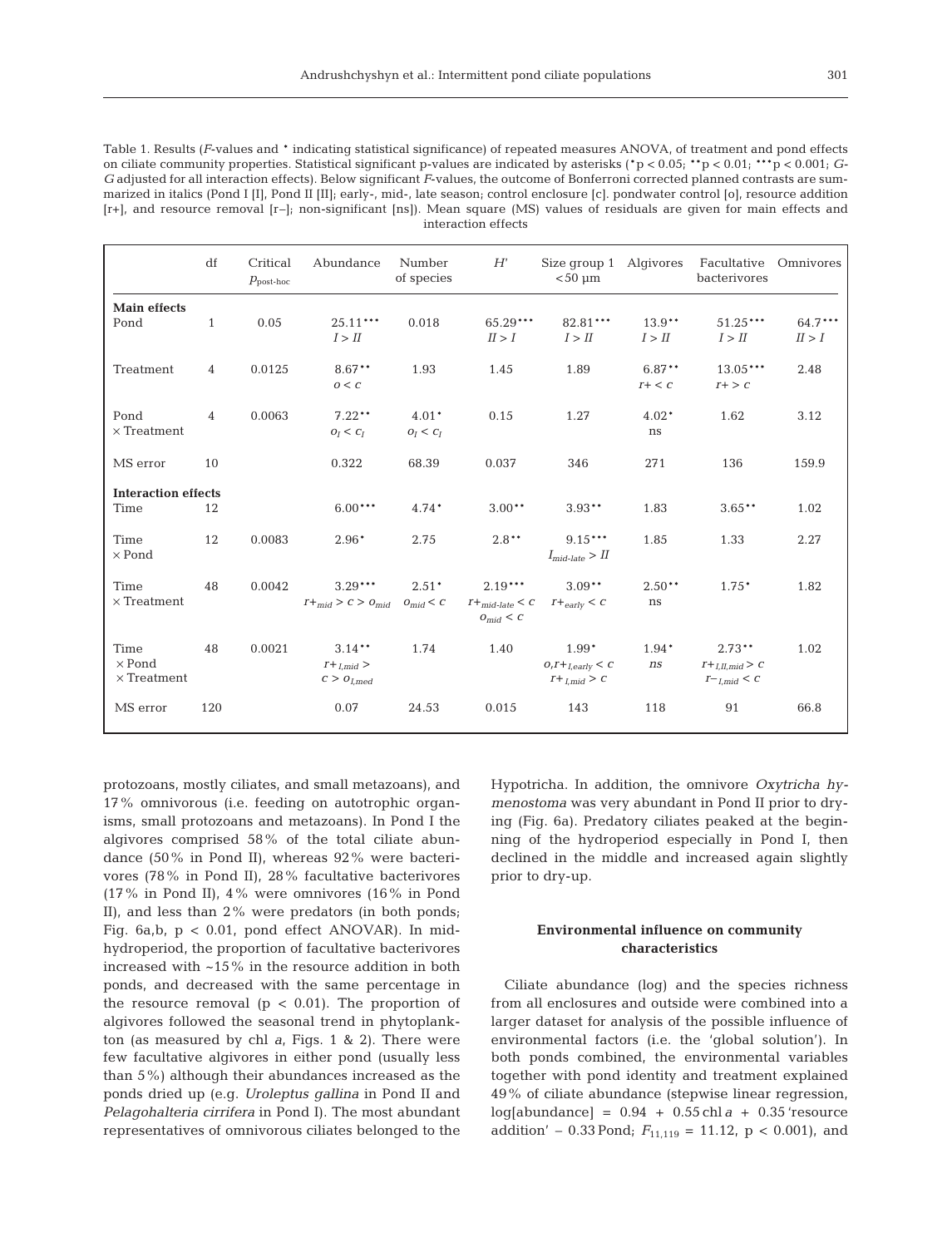Table 1. Results (*F*-values and * indicating statistical significance) of repeated measures ANOVA, of treatment and pond effects on ciliate community properties. Statistical significant p-values are indicated by asterisks (*p < 0.05; **p < 0.01; ***p < 0.001; *G-G* adjusted for all interaction effects). Below significant *F*-values, the outcome of Bonferroni corrected planned contrasts are summarized in italics (Pond I [I], Pond II [II]; early-, mid-, late season; control enclosure [c]. pondwater control [o], resource addition [r+], and resource removal [r–]; non-significant [ns]). Mean square (MS) values of residuals are given for main effects and interaction effects

| | df | Critical $p_{post\text{-}hoc}$ | Abundance | Number of species | $H'$ | Size group 1 <50 µm | Algivores | Facultative bacterivores | Omnivores |
|---|---|---|---|---|---|---|---|---|---|
| **Main effects** | | | | | | | | | |
| Pond | 1 | 0.05 | 25.11***<br>*I > II* | 0.018 | 65.29***<br>*II > I* | 82.81***<br>*I > II* | 13.9**<br>*I > II* | 51.25***<br>*I > II* | 64.7***<br>*II > I* |
| Treatment | 4 | 0.0125 | 8.67**<br>*o < c* | 1.93 | 1.45 | 1.89 | 6.87**<br>*r+ < c* | 13.05***<br>*r+ > c* | 2.48 |
| Pond × Treatment | 4 | 0.0063 | 7.22**<br>$o_I < c_I$ | 4.01*<br>$o_I < c_I$ | 0.15 | 1.27 | 4.02*<br>ns | 1.62 | 3.12 |
| MS error | 10 | | 0.322 | 68.39 | 0.037 | 346 | 271 | 136 | 159.9 |
| **Interaction effects** | | | | | | | | | |
| Time | 12 | | 6.00*** | 4.74* | 3.00** | 3.93** | 1.83 | 3.65** | 1.02 |
| Time × Pond | 12 | 0.0083 | 2.96* | 2.75 | 2.8** | 9.15***<br>$I_{mid\text{-}late} > II$ | 1.85 | 1.33 | 2.27 |
| Time × Treatment | 48 | 0.0042 | 3.29***<br>$r+_{mid} > c > o_{mid}$ | 2.51*<br>$o_{mid} < c$ | 2.19***<br>$r+_{mid\text{-}late} < c$<br>$o_{mid} < c$ | 3.09**<br>$r+_{early} < c$ | 2.50**<br>ns | 1.75* | 1.82 |
| Time × Pond × Treatment | 48 | 0.0021 | 3.14**<br>$r+_{I,mid} >$<br>$c > o_{I,med}$ | 1.74 | 1.40 | 1.99*<br>$o,r+_{I,early} < c$<br>$r+_{I,mid} > c$ | 1.94*<br>*ns* | 2.73**<br>$r+_{I,II,mid} > c$<br>$r-_{I,mid} < c$ | 1.02 |
| MS error | 120 | | 0.07 | 24.53 | 0.015 | 143 | 118 | 91 | 66.8 |

protozoans, mostly ciliates, and small metazoans), and 17% omnivorous (i.e. feeding on autotrophic organisms, small protozoans and metazoans). In Pond I the algivores comprised 58% of the total ciliate abundance (50% in Pond II), whereas 92% were bacterivores (78% in Pond II), 28% facultative bacterivores (17% in Pond II), 4% were omnivores (16% in Pond II), and less than 2% were predators (in both ponds; Fig. 6a,b, p < 0.01, pond effect ANOVAR). In mid-hydroperiod, the proportion of facultative bacterivores increased with ~15% in the resource addition in both ponds, and decreased with the same percentage in the resource removal (p < 0.01). The proportion of algivores followed the seasonal trend in phytoplankton (as measured by chl *a*, Figs. 1 & 2). There were few facultative algivores in either pond (usually less than 5%) although their abundances increased as the ponds dried up (e.g. *Uroleptus gallina* in Pond II and *Pelagohalteria cirrifera* in Pond I). The most abundant representatives of omnivorous ciliates belonged to the Hypotricha. In addition, the omnivore *Oxytricha hymenostoma* was very abundant in Pond II prior to drying (Fig. 6a). Predatory ciliates peaked at the beginning of the hydroperiod especially in Pond I, then declined in the middle and increased again slightly prior to dry-up.

### Environmental influence on community characteristics

Ciliate abundance (log) and the species richness from all enclosures and outside were combined into a larger dataset for analysis of the possible influence of environmental factors (i.e. the 'global solution'). In both ponds combined, the environmental variables together with pond identity and treatment explained 49% of ciliate abundance (stepwise linear regression, log[abundance] = 0.94 + 0.55 chl *a* + 0.35 'resource addition' – 0.33 Pond; $F_{11,119}$ = 11.12, p < 0.001), and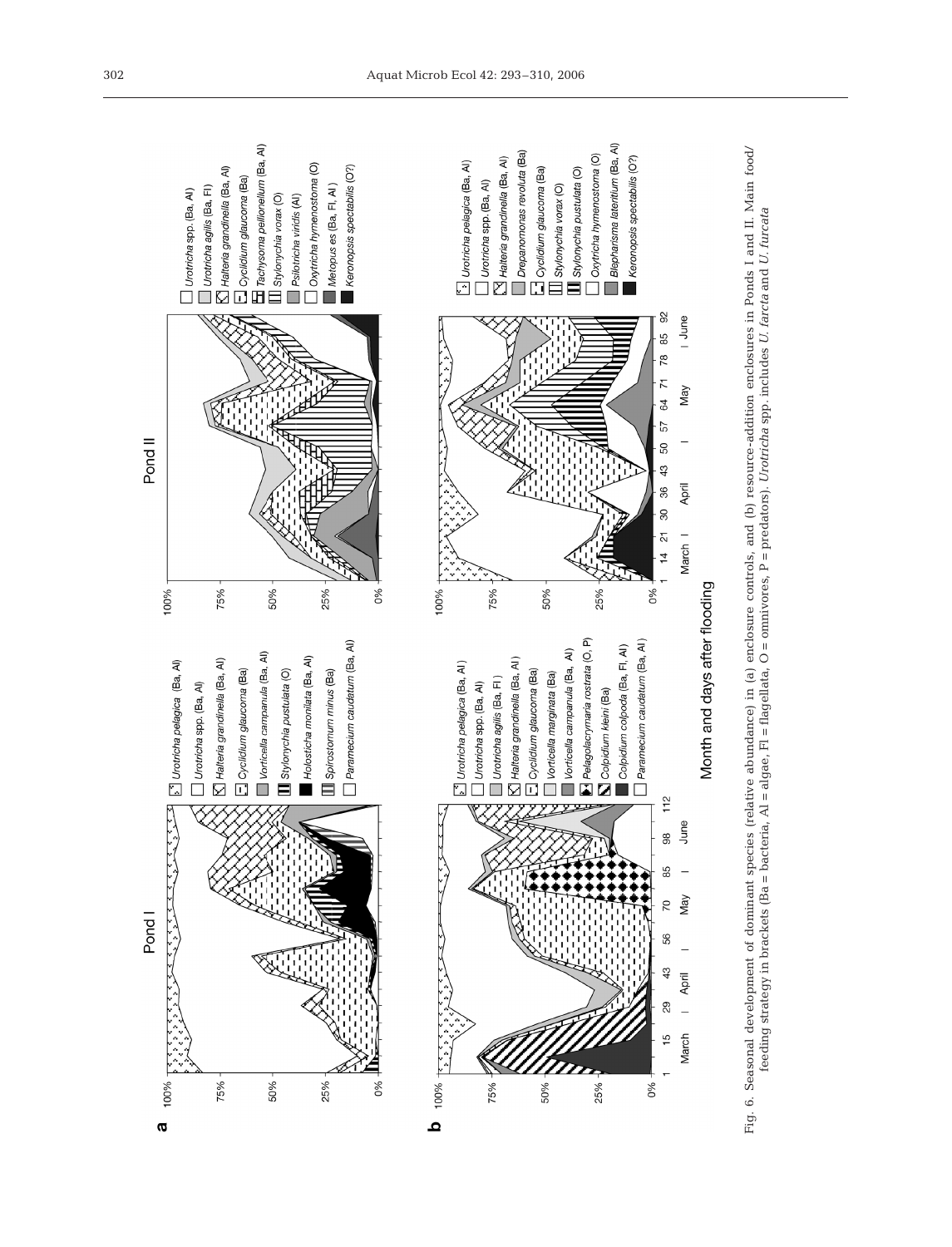Fig. 6. Seasonal development of dominant species (relative abundance) in (a) enclosure controls, and (b) resource-addition enclosures in Ponds I and II. Main food/feeding strategy in brackets (Ba = bacteria, Al = algae, Fl = flagellata, O = omnivores, P = predators). *Urotricha* spp. includes *U. farcta* and *U. furcata*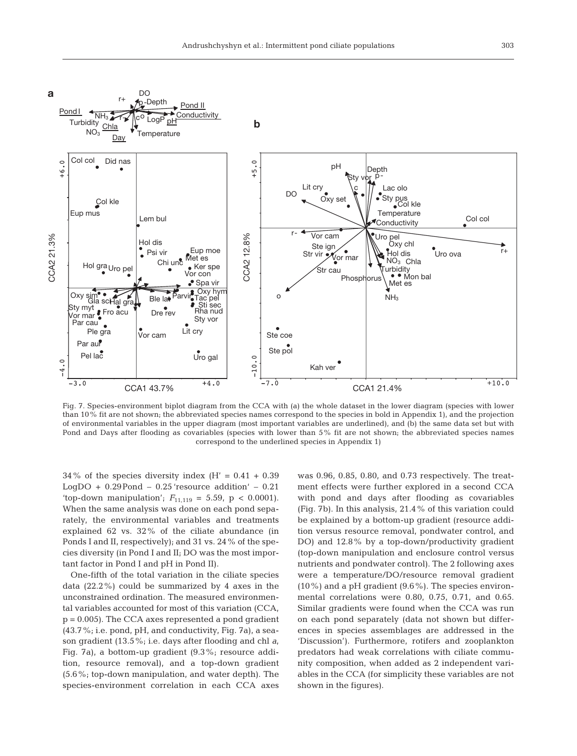Fig. 7. Species-environment biplot diagram from the CCA with (a) the whole dataset in the lower diagram (species with lower than 10% fit are not shown; the abbreviated species names correspond to the species in bold in Appendix 1), and the projection of environmental variables in the upper diagram (most important variables are underlined), and (b) the same data set but with Pond and Days after flooding as covariables (species with lower than 5% fit are not shown; the abbreviated species names correspond to the underlined species in Appendix 1)

34% of the species diversity index (H' = 0.41 + 0.39 LogDO + 0.29Pond – 0.25 'resource addition' – 0.21 'top-down manipulation'; $F_{11,119}$ = 5.59, p < 0.0001). When the same analysis was done on each pond separately, the environmental variables and treatments explained 62 vs. 32% of the ciliate abundance (in Ponds I and II, respectively); and 31 vs. 24% of the species diversity (in Pond I and II; DO was the most important factor in Pond I and pH in Pond II).

One-fifth of the total variation in the ciliate species data (22.2%) could be summarized by 4 axes in the unconstrained ordination. The measured environmental variables accounted for most of this variation (CCA, p = 0.005). The CCA axes represented a pond gradient (43.7%; i.e. pond, pH, and conductivity, Fig. 7a), a season gradient (13.5%; i.e. days after flooding and chl *a*, Fig. 7a), a bottom-up gradient (9.3%; resource addition, resource removal), and a top-down gradient (5.6%; top-down manipulation, and water depth). The species-environment correlation in each CCA axes was 0.96, 0.85, 0.80, and 0.73 respectively. The treatment effects were further explored in a second CCA with pond and days after flooding as covariables (Fig. 7b). In this analysis, 21.4% of this variation could be explained by a bottom-up gradient (resource addition versus resource removal, pondwater control, and DO) and 12.8% by a top-down/productivity gradient (top-down manipulation and enclosure control versus nutrients and pondwater control). The 2 following axes were a temperature/DO/resource removal gradient (10%) and a pH gradient (9.6%). The species environmental correlations were 0.80, 0.75, 0.71, and 0.65. Similar gradients were found when the CCA was run on each pond separately (data not shown but differences in species assemblages are addressed in the 'Discussion'). Furthermore, rotifers and zooplankton predators had weak correlations with ciliate community composition, when added as 2 independent variables in the CCA (for simplicity these variables are not shown in the figures).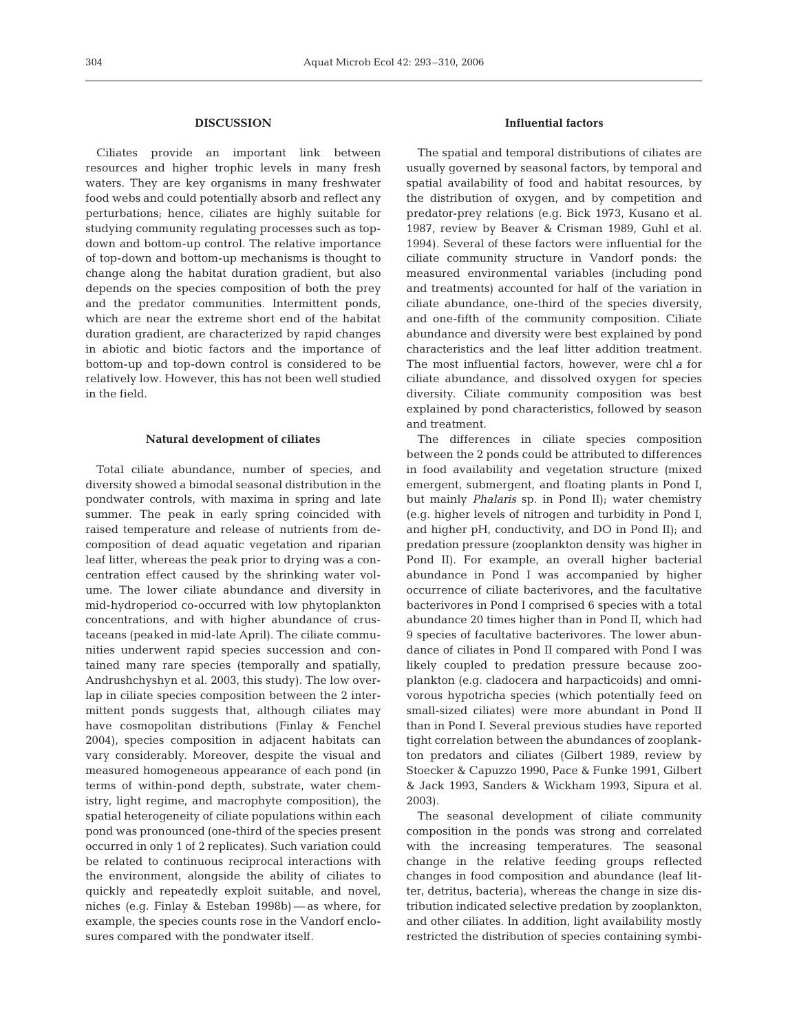## DISCUSSION

Ciliates provide an important link between resources and higher trophic levels in many fresh waters. They are key organisms in many freshwater food webs and could potentially absorb and reflect any perturbations; hence, ciliates are highly suitable for studying community regulating processes such as top-down and bottom-up control. The relative importance of top-down and bottom-up mechanisms is thought to change along the habitat duration gradient, but also depends on the species composition of both the prey and the predator communities. Intermittent ponds, which are near the extreme short end of the habitat duration gradient, are characterized by rapid changes in abiotic and biotic factors and the importance of bottom-up and top-down control is considered to be relatively low. However, this has not been well studied in the field.

### Natural development of ciliates

Total ciliate abundance, number of species, and diversity showed a bimodal seasonal distribution in the pondwater controls, with maxima in spring and late summer. The peak in early spring coincided with raised temperature and release of nutrients from decomposition of dead aquatic vegetation and riparian leaf litter, whereas the peak prior to drying was a concentration effect caused by the shrinking water volume. The lower ciliate abundance and diversity in mid-hydroperiod co-occurred with low phytoplankton concentrations, and with higher abundance of crustaceans (peaked in mid-late April). The ciliate communities underwent rapid species succession and contained many rare species (temporally and spatially, Andrushchyshyn et al. 2003, this study). The low overlap in ciliate species composition between the 2 intermittent ponds suggests that, although ciliates may have cosmopolitan distributions (Finlay & Fenchel 2004), species composition in adjacent habitats can vary considerably. Moreover, despite the visual and measured homogeneous appearance of each pond (in terms of within-pond depth, substrate, water chemistry, light regime, and macrophyte composition), the spatial heterogeneity of ciliate populations within each pond was pronounced (one-third of the species present occurred in only 1 of 2 replicates). Such variation could be related to continuous reciprocal interactions with the environment, alongside the ability of ciliates to quickly and repeatedly exploit suitable, and novel, niches (e.g. Finlay & Esteban 1998b) — as where, for example, the species counts rose in the Vandorf enclosures compared with the pondwater itself.

### Influential factors

The spatial and temporal distributions of ciliates are usually governed by seasonal factors, by temporal and spatial availability of food and habitat resources, by the distribution of oxygen, and by competition and predator-prey relations (e.g. Bick 1973, Kusano et al. 1987, review by Beaver & Crisman 1989, Guhl et al. 1994). Several of these factors were influential for the ciliate community structure in Vandorf ponds: the measured environmental variables (including pond and treatments) accounted for half of the variation in ciliate abundance, one-third of the species diversity, and one-fifth of the community composition. Ciliate abundance and diversity were best explained by pond characteristics and the leaf litter addition treatment. The most influential factors, however, were chl *a* for ciliate abundance, and dissolved oxygen for species diversity. Ciliate community composition was best explained by pond characteristics, followed by season and treatment.

The differences in ciliate species composition between the 2 ponds could be attributed to differences in food availability and vegetation structure (mixed emergent, submergent, and floating plants in Pond I, but mainly *Phalaris* sp. in Pond II); water chemistry (e.g. higher levels of nitrogen and turbidity in Pond I, and higher pH, conductivity, and DO in Pond II); and predation pressure (zooplankton density was higher in Pond II). For example, an overall higher bacterial abundance in Pond I was accompanied by higher occurrence of ciliate bacterivores, and the facultative bacterivores in Pond I comprised 6 species with a total abundance 20 times higher than in Pond II, which had 9 species of facultative bacterivores. The lower abundance of ciliates in Pond II compared with Pond I was likely coupled to predation pressure because zooplankton (e.g. cladocera and harpacticoids) and omnivorous hypotricha species (which potentially feed on small-sized ciliates) were more abundant in Pond II than in Pond I. Several previous studies have reported tight correlation between the abundances of zooplankton predators and ciliates (Gilbert 1989, review by Stoecker & Capuzzo 1990, Pace & Funke 1991, Gilbert & Jack 1993, Sanders & Wickham 1993, Sipura et al. 2003).

The seasonal development of ciliate community composition in the ponds was strong and correlated with the increasing temperatures. The seasonal change in the relative feeding groups reflected changes in food composition and abundance (leaf litter, detritus, bacteria), whereas the change in size distribution indicated selective predation by zooplankton, and other ciliates. In addition, light availability mostly restricted the distribution of species containing symbi-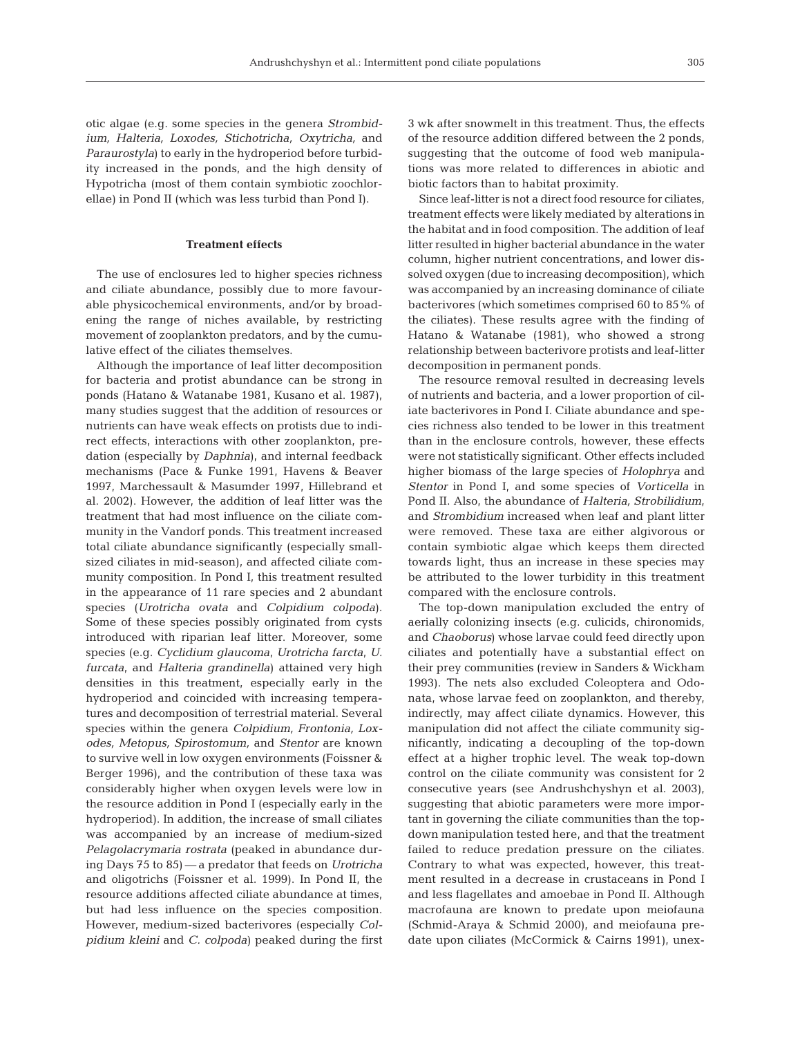otic algae (e.g. some species in the genera *Strombidium, Halteria, Loxodes, Stichotricha, Oxytricha,* and *Paraurostyla*) to early in the hydroperiod before turbidity increased in the ponds, and the high density of Hypotricha (most of them contain symbiotic zoochlorellae) in Pond II (which was less turbid than Pond I).

### Treatment effects

The use of enclosures led to higher species richness and ciliate abundance, possibly due to more favourable physicochemical environments, and/or by broadening the range of niches available, by restricting movement of zooplankton predators, and by the cumulative effect of the ciliates themselves.

Although the importance of leaf litter decomposition for bacteria and protist abundance can be strong in ponds (Hatano & Watanabe 1981, Kusano et al. 1987), many studies suggest that the addition of resources or nutrients can have weak effects on protists due to indirect effects, interactions with other zooplankton, predation (especially by *Daphnia*), and internal feedback mechanisms (Pace & Funke 1991, Havens & Beaver 1997, Marchessault & Masumder 1997, Hillebrand et al. 2002). However, the addition of leaf litter was the treatment that had most influence on the ciliate community in the Vandorf ponds. This treatment increased total ciliate abundance significantly (especially small-sized ciliates in mid-season), and affected ciliate community composition. In Pond I, this treatment resulted in the appearance of 11 rare species and 2 abundant species (*Urotricha ovata* and *Colpidium colpoda*). Some of these species possibly originated from cysts introduced with riparian leaf litter. Moreover, some species (e.g. *Cyclidium glaucoma*, *Urotricha farcta*, *U. furcata*, and *Halteria grandinella*) attained very high densities in this treatment, especially early in the hydroperiod and coincided with increasing temperatures and decomposition of terrestrial material. Several species within the genera *Colpidium, Frontonia, Loxodes, Metopus, Spirostomum,* and *Stentor* are known to survive well in low oxygen environments (Foissner & Berger 1996), and the contribution of these taxa was considerably higher when oxygen levels were low in the resource addition in Pond I (especially early in the hydroperiod). In addition, the increase of small ciliates was accompanied by an increase of medium-sized *Pelagolacrymaria rostrata* (peaked in abundance during Days 75 to 85) — a predator that feeds on *Urotricha* and oligotrichs (Foissner et al. 1999). In Pond II, the resource additions affected ciliate abundance at times, but had less influence on the species composition. However, medium-sized bacterivores (especially *Colpidium kleini* and *C. colpoda*) peaked during the first 3 wk after snowmelt in this treatment. Thus, the effects of the resource addition differed between the 2 ponds, suggesting that the outcome of food web manipulations was more related to differences in abiotic and biotic factors than to habitat proximity.

Since leaf-litter is not a direct food resource for ciliates, treatment effects were likely mediated by alterations in the habitat and in food composition. The addition of leaf litter resulted in higher bacterial abundance in the water column, higher nutrient concentrations, and lower dissolved oxygen (due to increasing decomposition), which was accompanied by an increasing dominance of ciliate bacterivores (which sometimes comprised 60 to 85% of the ciliates). These results agree with the finding of Hatano & Watanabe (1981), who showed a strong relationship between bacterivore protists and leaf-litter decomposition in permanent ponds.

The resource removal resulted in decreasing levels of nutrients and bacteria, and a lower proportion of ciliate bacterivores in Pond I. Ciliate abundance and species richness also tended to be lower in this treatment than in the enclosure controls, however, these effects were not statistically significant. Other effects included higher biomass of the large species of *Holophrya* and *Stentor* in Pond I, and some species of *Vorticella* in Pond II. Also, the abundance of *Halteria*, *Strobilidium*, and *Strombidium* increased when leaf and plant litter were removed. These taxa are either algivorous or contain symbiotic algae which keeps them directed towards light, thus an increase in these species may be attributed to the lower turbidity in this treatment compared with the enclosure controls.

The top-down manipulation excluded the entry of aerially colonizing insects (e.g. culicids, chironomids, and *Chaoborus*) whose larvae could feed directly upon ciliates and potentially have a substantial effect on their prey communities (review in Sanders & Wickham 1993). The nets also excluded Coleoptera and Odonata, whose larvae feed on zooplankton, and thereby, indirectly, may affect ciliate dynamics. However, this manipulation did not affect the ciliate community significantly, indicating a decoupling of the top-down effect at a higher trophic level. The weak top-down control on the ciliate community was consistent for 2 consecutive years (see Andrushchyshyn et al. 2003), suggesting that abiotic parameters were more important in governing the ciliate communities than the top-down manipulation tested here, and that the treatment failed to reduce predation pressure on the ciliates. Contrary to what was expected, however, this treatment resulted in a decrease in crustaceans in Pond I and less flagellates and amoebae in Pond II. Although macrofauna are known to predate upon meiofauna (Schmid-Araya & Schmid 2000), and meiofauna predate upon ciliates (McCormick & Cairns 1991), unex-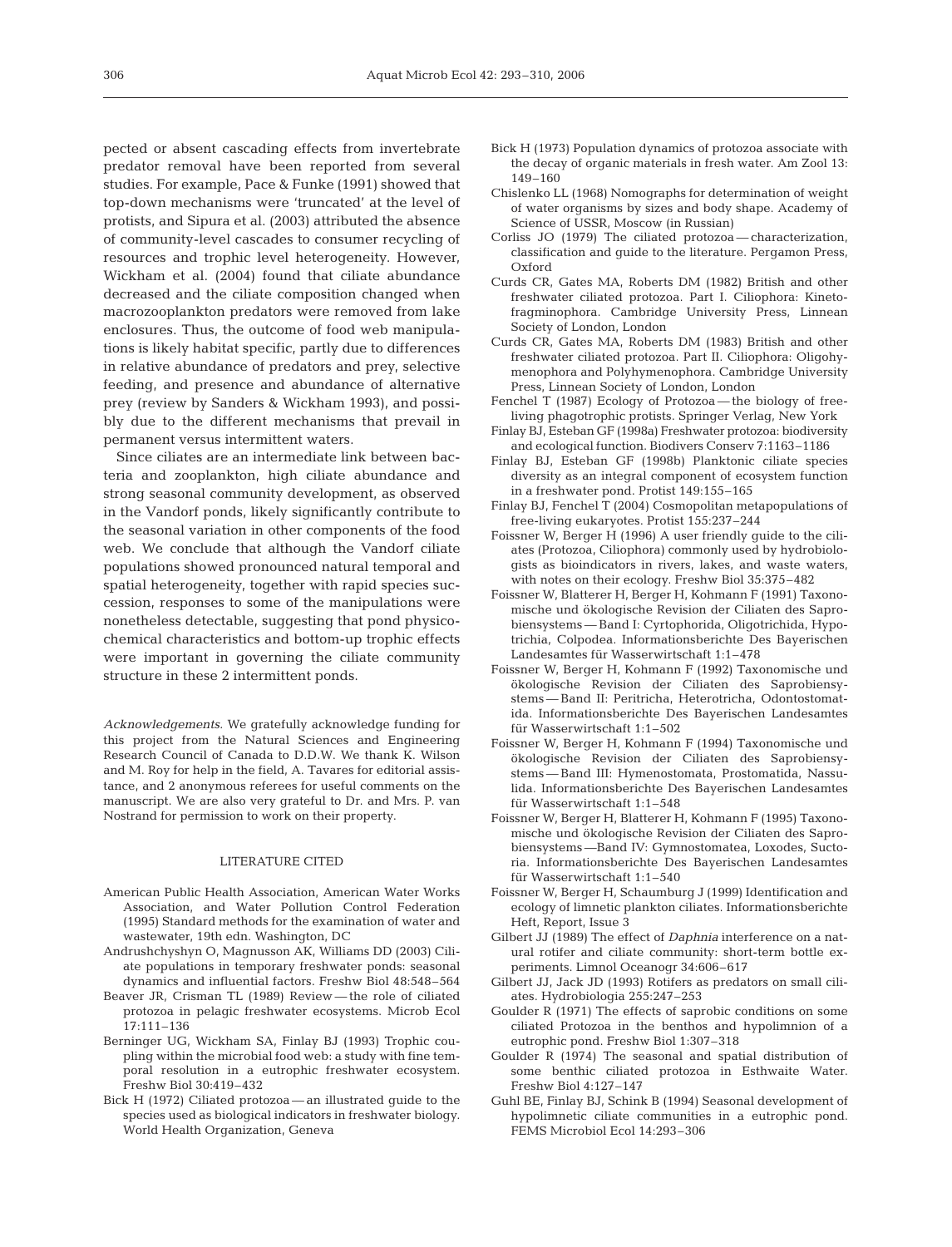pected or absent cascading effects from invertebrate predator removal have been reported from several studies. For example, Pace & Funke (1991) showed that top-down mechanisms were 'truncated' at the level of protists, and Sipura et al. (2003) attributed the absence of community-level cascades to consumer recycling of resources and trophic level heterogeneity. However, Wickham et al. (2004) found that ciliate abundance decreased and the ciliate composition changed when macrozooplankton predators were removed from lake enclosures. Thus, the outcome of food web manipulations is likely habitat specific, partly due to differences in relative abundance of predators and prey, selective feeding, and presence and abundance of alternative prey (review by Sanders & Wickham 1993), and possibly due to the different mechanisms that prevail in permanent versus intermittent waters.

Since ciliates are an intermediate link between bacteria and zooplankton, high ciliate abundance and strong seasonal community development, as observed in the Vandorf ponds, likely significantly contribute to the seasonal variation in other components of the food web. We conclude that although the Vandorf ciliate populations showed pronounced natural temporal and spatial heterogeneity, together with rapid species succession, responses to some of the manipulations were nonetheless detectable, suggesting that pond physicochemical characteristics and bottom-up trophic effects were important in governing the ciliate community structure in these 2 intermittent ponds.

*Acknowledgements.* We gratefully acknowledge funding for this project from the Natural Sciences and Engineering Research Council of Canada to D.D.W. We thank K. Wilson and M. Roy for help in the field, A. Tavares for editorial assistance, and 2 anonymous referees for useful comments on the manuscript. We are also very grateful to Dr. and Mrs. P. van Nostrand for permission to work on their property.

## LITERATURE CITED

- American Public Health Association, American Water Works Association, and Water Pollution Control Federation (1995) Standard methods for the examination of water and wastewater, 19th edn. Washington, DC
- Andrushchyshyn O, Magnusson AK, Williams DD (2003) Ciliate populations in temporary freshwater ponds: seasonal dynamics and influential factors. Freshw Biol 48:548–564
- Beaver JR, Crisman TL (1989) Review — the role of ciliated protozoa in pelagic freshwater ecosystems. Microb Ecol 17:111–136
- Berninger UG, Wickham SA, Finlay BJ (1993) Trophic coupling within the microbial food web: a study with fine temporal resolution in a eutrophic freshwater ecosystem. Freshw Biol 30:419–432
- Bick H (1972) Ciliated protozoa — an illustrated guide to the species used as biological indicators in freshwater biology. World Health Organization, Geneva
- Bick H (1973) Population dynamics of protozoa associate with the decay of organic materials in fresh water. Am Zool 13: 149–160
- Chislenko LL (1968) Nomographs for determination of weight of water organisms by sizes and body shape. Academy of Science of USSR, Moscow (in Russian)
- Corliss JO (1979) The ciliated protozoa — characterization, classification and guide to the literature. Pergamon Press, Oxford
- Curds CR, Gates MA, Roberts DM (1982) British and other freshwater ciliated protozoa. Part I. Ciliophora: Kinetofragminophora. Cambridge University Press, Linnean Society of London, London
- Curds CR, Gates MA, Roberts DM (1983) British and other freshwater ciliated protozoa. Part II. Ciliophora: Oligohymenophora and Polyhymenophora. Cambridge University Press, Linnean Society of London, London
- Fenchel T (1987) Ecology of Protozoa — the biology of free-living phagotrophic protists. Springer Verlag, New York
- Finlay BJ, Esteban GF (1998a) Freshwater protozoa: biodiversity and ecological function. Biodivers Conserv 7:1163–1186
- Finlay BJ, Esteban GF (1998b) Planktonic ciliate species diversity as an integral component of ecosystem function in a freshwater pond. Protist 149:155–165
- Finlay BJ, Fenchel T (2004) Cosmopolitan metapopulations of free-living eukaryotes. Protist 155:237–244
- Foissner W, Berger H (1996) A user friendly guide to the ciliates (Protozoa, Ciliophora) commonly used by hydrobiologists as bioindicators in rivers, lakes, and waste waters, with notes on their ecology. Freshw Biol 35:375–482
- Foissner W, Blatterer H, Berger H, Kohmann F (1991) Taxonomische und ökologische Revision der Ciliaten des Saprobiensystems — Band I: Cyrtophorida, Oligotrichida, Hypotrichia, Colpodea. Informationsberichte Des Bayerischen Landesamtes für Wasserwirtschaft 1:1–478
- Foissner W, Berger H, Kohmann F (1992) Taxonomische und ökologische Revision der Ciliaten des Saprobiensystems — Band II: Peritricha, Heterotricha, Odontostomatida. Informationsberichte Des Bayerischen Landesamtes für Wasserwirtschaft 1:1–502
- Foissner W, Berger H, Kohmann F (1994) Taxonomische und ökologische Revision der Ciliaten des Saprobiensystems — Band III: Hymenostomata, Prostomatida, Nassulida. Informationsberichte Des Bayerischen Landesamtes für Wasserwirtschaft 1:1–548
- Foissner W, Berger H, Blatterer H, Kohmann F (1995) Taxonomische und ökologische Revision der Ciliaten des Saprobiensystems —Band IV: Gymnostomatea, Loxodes, Suctoria. Informationsberichte Des Bayerischen Landesamtes für Wasserwirtschaft 1:1–540
- Foissner W, Berger H, Schaumburg J (1999) Identification and ecology of limnetic plankton ciliates. Informationsberichte Heft, Report, Issue 3
- Gilbert JJ (1989) The effect of *Daphnia* interference on a natural rotifer and ciliate community: short-term bottle experiments. Limnol Oceanogr 34:606–617
- Gilbert JJ, Jack JD (1993) Rotifers as predators on small ciliates. Hydrobiologia 255:247–253
- Goulder R (1971) The effects of saprobic conditions on some ciliated Protozoa in the benthos and hypolimnion of a eutrophic pond. Freshw Biol 1:307–318
- Goulder R (1974) The seasonal and spatial distribution of some benthic ciliated protozoa in Esthwaite Water. Freshw Biol 4:127–147
- Guhl BE, Finlay BJ, Schink B (1994) Seasonal development of hypolimnetic ciliate communities in a eutrophic pond. FEMS Microbiol Ecol 14:293–306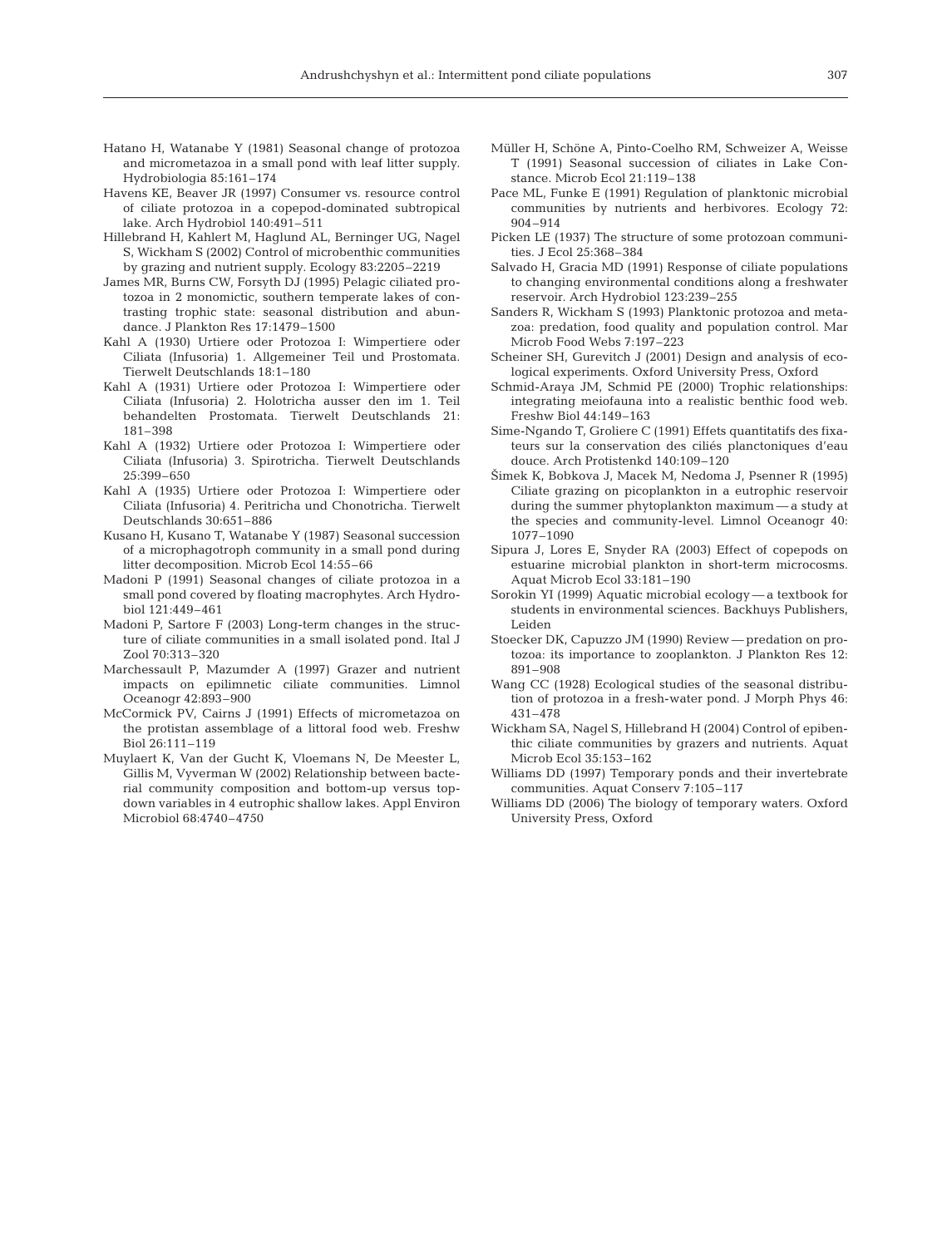Hatano H, Watanabe Y (1981) Seasonal change of protozoa and micrometazoa in a small pond with leaf litter supply. Hydrobiologia 85:161–174

Havens KE, Beaver JR (1997) Consumer vs. resource control of ciliate protozoa in a copepod-dominated subtropical lake. Arch Hydrobiol 140:491–511

Hillebrand H, Kahlert M, Haglund AL, Berninger UG, Nagel S, Wickham S (2002) Control of microbenthic communities by grazing and nutrient supply. Ecology 83:2205–2219

James MR, Burns CW, Forsyth DJ (1995) Pelagic ciliated protozoa in 2 monomictic, southern temperate lakes of contrasting trophic state: seasonal distribution and abundance. J Plankton Res 17:1479–1500

Kahl A (1930) Urtiere oder Protozoa I: Wimpertiere oder Ciliata (Infusoria) 1. Allgemeiner Teil und Prostomata. Tierwelt Deutschlands 18:1–180

Kahl A (1931) Urtiere oder Protozoa I: Wimpertiere oder Ciliata (Infusoria) 2. Holotricha ausser den im 1. Teil behandelten Prostomata. Tierwelt Deutschlands 21: 181–398

Kahl A (1932) Urtiere oder Protozoa I: Wimpertiere oder Ciliata (Infusoria) 3. Spirotricha. Tierwelt Deutschlands 25:399–650

Kahl A (1935) Urtiere oder Protozoa I: Wimpertiere oder Ciliata (Infusoria) 4. Peritricha und Chonotricha. Tierwelt Deutschlands 30:651–886

Kusano H, Kusano T, Watanabe Y (1987) Seasonal succession of a microphagotroph community in a small pond during litter decomposition. Microb Ecol 14:55–66

Madoni P (1991) Seasonal changes of ciliate protozoa in a small pond covered by floating macrophytes. Arch Hydrobiol 121:449–461

Madoni P, Sartore F (2003) Long-term changes in the structure of ciliate communities in a small isolated pond. Ital J Zool 70:313–320

Marchessault P, Mazumder A (1997) Grazer and nutrient impacts on epilimnetic ciliate communities. Limnol Oceanogr 42:893–900

McCormick PV, Cairns J (1991) Effects of micrometazoa on the protistan assemblage of a littoral food web. Freshw Biol 26:111–119

Muylaert K, Van der Gucht K, Vloemans N, De Meester L, Gillis M, Vyverman W (2002) Relationship between bacterial community composition and bottom-up versus top-down variables in 4 eutrophic shallow lakes. Appl Environ Microbiol 68:4740–4750

Müller H, Schöne A, Pinto-Coelho RM, Schweizer A, Weisse T (1991) Seasonal succession of ciliates in Lake Constance. Microb Ecol 21:119–138

Pace ML, Funke E (1991) Regulation of planktonic microbial communities by nutrients and herbivores. Ecology 72: 904–914

Picken LE (1937) The structure of some protozoan communities. J Ecol 25:368–384

Salvado H, Gracia MD (1991) Response of ciliate populations to changing environmental conditions along a freshwater reservoir. Arch Hydrobiol 123:239–255

Sanders R, Wickham S (1993) Planktonic protozoa and metazoa: predation, food quality and population control. Mar Microb Food Webs 7:197–223

Scheiner SH, Gurevitch J (2001) Design and analysis of ecological experiments. Oxford University Press, Oxford

Schmid-Araya JM, Schmid PE (2000) Trophic relationships: integrating meiofauna into a realistic benthic food web. Freshw Biol 44:149–163

Sime-Ngando T, Groliere C (1991) Effets quantitatifs des fixateurs sur la conservation des ciliés planctoniques d'eau douce. Arch Protistenkd 140:109–120

Šimek K, Bobkova J, Macek M, Nedoma J, Psenner R (1995) Ciliate grazing on picoplankton in a eutrophic reservoir during the summer phytoplankton maximum — a study at the species and community-level. Limnol Oceanogr 40: 1077–1090

Sipura J, Lores E, Snyder RA (2003) Effect of copepods on estuarine microbial plankton in short-term microcosms. Aquat Microb Ecol 33:181–190

Sorokin YI (1999) Aquatic microbial ecology — a textbook for students in environmental sciences. Backhuys Publishers, Leiden

Stoecker DK, Capuzzo JM (1990) Review — predation on protozoa: its importance to zooplankton. J Plankton Res 12: 891–908

Wang CC (1928) Ecological studies of the seasonal distribution of protozoa in a fresh-water pond. J Morph Phys 46: 431–478

Wickham SA, Nagel S, Hillebrand H (2004) Control of epibenthic ciliate communities by grazers and nutrients. Aquat Microb Ecol 35:153–162

Williams DD (1997) Temporary ponds and their invertebrate communities. Aquat Conserv 7:105–117

Williams DD (2006) The biology of temporary waters. Oxford University Press, Oxford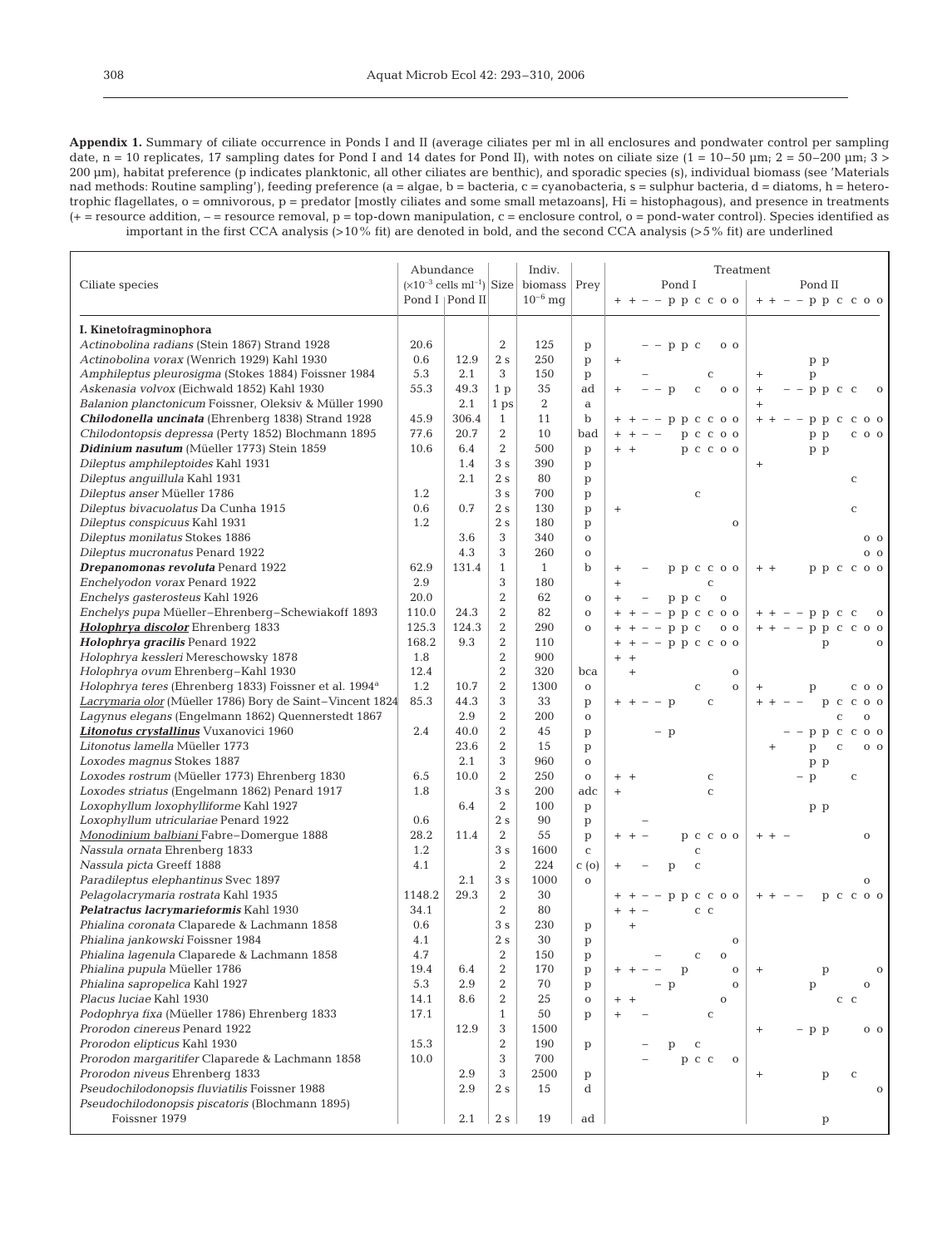**Appendix 1.** Summary of ciliate occurrence in Ponds I and II (average ciliates per ml in all enclosures and pondwater control per sampling date, n = 10 replicates, 17 sampling dates for Pond I and 14 dates for Pond II), with notes on ciliate size (1 = 10–50 µm; 2 = 50–200 µm; 3 > 200 µm), habitat preference (p indicates planktonic, all other ciliates are benthic), and sporadic species (s), individual biomass (see 'Materials nad methods: Routine sampling'), feeding preference (a = algae, b = bacteria, c = cyanobacteria, s = sulphur bacteria, d = diatoms, h = heterotrophic flagellates, o = omnivorous, p = predator [mostly ciliates and some small metazoans], Hi = histophagous), and presence in treatments (+ = resource addition, – = resource removal, p = top-down manipulation, c = enclosure control, o = pond-water control). Species identified as important in the first CCA analysis (>10% fit) are denoted in bold, and the second CCA analysis (>5% fit) are underlined

| Ciliate species | Abundance ($\times10^{-3}$ cells ml$^{-1}$) Pond I | Abundance ($\times10^{-3}$ cells ml$^{-1}$) Pond II | Size | Indiv. biomass $10^{-6}$ mg | Prey | Treatment Pond I (+ + – – p p c c o o) | Treatment Pond II (+ + – – p p c c o o) |
|---|---|---|---|---|---|---|---|
| **I. Kinetofragminophora** | | | | | | | |
| *Actinobolina radians* (Stein 1867) Strand 1928 | 20.6 | | 2 | 125 | p | – – p p c o o | |
| *Actinobolina vorax* (Wenrich 1929) Kahl 1930 | 0.6 | 12.9 | 2 s | 250 | p | + | p p |
| *Amphileptus pleurosigma* (Stokes 1884) Foissner 1984 | 5.3 | 2.1 | 3 | 150 | p | – c | + p |
| *Askenasia volvox* (Eichwald 1852) Kahl 1930 | 55.3 | 49.3 | 1 p | 35 | ad | + – – p c o o | + – – p p c c o |
| *Balanion planctonicum* Foissner, Oleksiv & Müller 1990 | | 2.1 | 1 ps | 2 | a | | + |
| ***Chilodonella uncinata*** (Ehrenberg 1838) Strand 1928 | 45.9 | 306.4 | 1 | 11 | b | + + – – p p c c o o | + + – – p p c c o o |
| *Chilodontopsis depressa* (Perty 1852) Blochmann 1895 | 77.6 | 20.7 | 2 | 10 | bad | + + – – p c c o o | p p c o o |
| ***Didinium nasutum*** (Müeller 1773) Stein 1859 | 10.6 | 6.4 | 2 | 500 | p | + + p c c o o | p p |
| *Dileptus amphileptoides* Kahl 1931 | | 1.4 | 3 s | 390 | p | | + |
| *Dileptus anguillula* Kahl 1931 | | 2.1 | 2 s | 80 | p | | c |
| *Dileptus anser* Müeller 1786 | 1.2 | | 3 s | 700 | p | c | |
| *Dileptus bivacuolatus* Da Cunha 1915 | 0.6 | 0.7 | 2 s | 130 | p | + | c |
| *Dileptus conspicuus* Kahl 1931 | 1.2 | | 2 s | 180 | p | o | |
| *Dileptus monilatus* Stokes 1886 | | 3.6 | 3 | 340 | o | | o o |
| *Dileptus mucronatus* Penard 1922 | | 4.3 | 3 | 260 | o | | o o |
| ***Drepanomonas revoluta*** Penard 1922 | 62.9 | 131.4 | 1 | 1 | b | + – p p c c o o | + + p p c c o o |
| *Enchelyodon vorax* Penard 1922 | 2.9 | | 3 | 180 | | + c | |
| *Enchelys gasterosteus* Kahl 1926 | 20.0 | | 2 | 62 | o | + – p p c o | |
| *Enchelys pupa* Müeller–Ehrenberg–Schewiakoff 1893 | 110.0 | 24.3 | 2 | 82 | o | + + – – p p c c o o | + + – – p p c c o |
| ***<u>Holophrya discolor</u>*** Ehrenberg 1833 | 125.3 | 124.3 | 2 | 290 | o | + + – – p p c o o | + + – – p p c c o o |
| ***Holophrya gracilis*** Penard 1922 | 168.2 | 9.3 | 2 | 110 | | + + – – p p c c o o | p o |
| *Holophrya kessleri* Mereschowsky 1878 | 1.8 | | 2 | 900 | | + + | |
| *Holophrya ovum* Ehrenberg–Kahl 1930 | 12.4 | | 2 | 320 | bca | + o | |
| *Holophrya teres* (Ehrenberg 1833) Foissner et al. 1994[a] | 1.2 | 10.7 | 2 | 1300 | o | c o | + p c o o |
| *<u>Lacrymaria olor</u>* (Müeller 1786) Bory de Saint–Vincent 1824 | 85.3 | 44.3 | 3 | 33 | p | + + – – p c | + + – – p c c o o |
| *Lagynus elegans* (Engelmann 1862) Quennerstedt 1867 | | 2.9 | 2 | 200 | o | | c o |
| ***<u>Litonotus crystallinus</u>*** Vuxanovici 1960 | 2.4 | 40.0 | 2 | 45 | p | – p | – – p p c c o o |
| *Litonotus lamella* Müeller 1773 | | 23.6 | 2 | 15 | p | | + p c o o |
| *Loxodes magnus* Stokes 1887 | | 2.1 | 3 | 960 | o | | p p |
| *Loxodes rostrum* (Müeller 1773) Ehrenberg 1830 | 6.5 | 10.0 | 2 | 250 | o | + + c | – p c |
| *Loxodes striatus* (Engelmann 1862) Penard 1917 | 1.8 | | 3 s | 200 | adc | + c | |
| *Loxophyllum loxophylliforme* Kahl 1927 | | 6.4 | 2 | 100 | p | | p p |
| *Loxophyllum utriculariae* Penard 1922 | 0.6 | | 2 s | 90 | p | – | |
| *<u>Monodinium balbiani</u>* Fabre–Domergue 1888 | 28.2 | 11.4 | 2 | 55 | p | + + – p c c o o | + + – o |
| *Nassula ornata* Ehrenberg 1833 | 1.2 | | 3 s | 1600 | c | c | |
| *Nassula picta* Greeff 1888 | 4.1 | | 2 | 224 | c (o) | + – p c | |
| *Paradileptus elephantinus* Svec 1897 | | 2.1 | 3 s | 1000 | o | | o |
| *Pelagolacrymaria rostrata* Kahl 1935 | 1148.2 | 29.3 | 2 | 30 | | + + – – p p c c o o | + + – – p c c o o |
| ***Pelatractus lacrymarieformis*** Kahl 1930 | 34.1 | | 2 | 80 | | + + – c c | |
| *Phialina coronata* Claparede & Lachmann 1858 | 0.6 | | 3 s | 230 | p | + | |
| *Phialina jankowski* Foissner 1984 | 4.1 | | 2 s | 30 | p | o | |
| *Phialina lagenula* Claparede & Lachmann 1858 | 4.7 | | 2 | 150 | p | – c o | |
| *Phialina pupula* Müeller 1786 | 19.4 | 6.4 | 2 | 170 | p | + + – – p o | + p o |
| *Phialina sapropelica* Kahl 1927 | 5.3 | 2.9 | 2 | 70 | p | – p o | p o |
| *Placus luciae* Kahl 1930 | 14.1 | 8.6 | 2 | 25 | o | + + o | c c |
| *Podophrya fixa* (Müeller 1786) Ehrenberg 1833 | 17.1 | | 1 | 50 | p | + – c | |
| *Prorodon cinereus* Penard 1922 | | 12.9 | 3 | 1500 | | | + – p p o o |
| *Prorodon elipticus* Kahl 1930 | 15.3 | | 2 | 190 | p | – p c | |
| *Prorodon margaritifer* Claparede & Lachmann 1858 | 10.0 | | 3 | 700 | | – p c c o | |
| *Prorodon niveus* Ehrenberg 1833 | | 2.9 | 3 | 2500 | p | | + p c |
| *Pseudochilodonopsis fluviatilis* Foissner 1988 | | 2.9 | 2 s | 15 | d | | o |
| *Pseudochilodonopsis piscatoris* (Blochmann 1895) Foissner 1979 | | 2.1 | 2 s | 19 | ad | | p |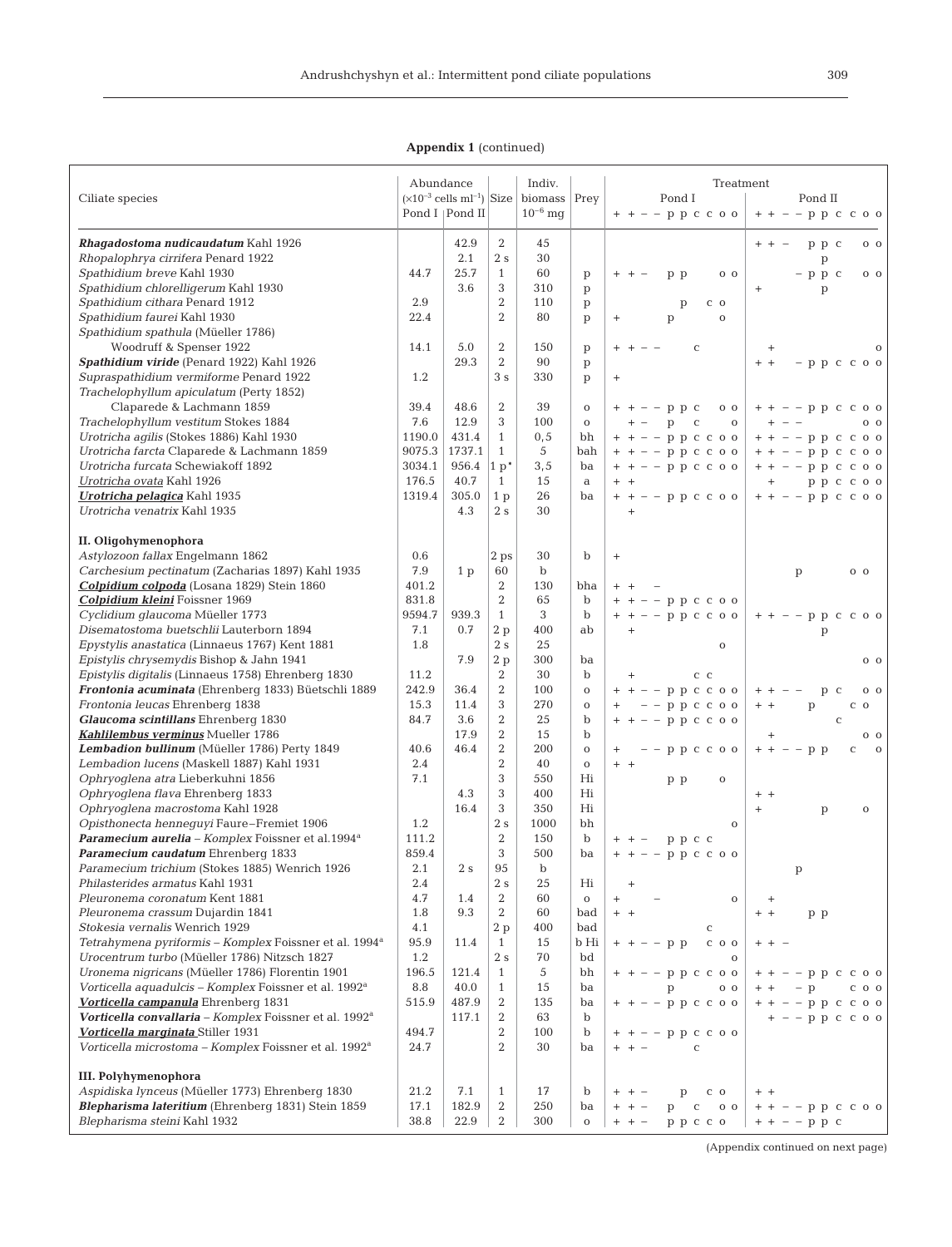**Appendix 1** (continued)

| Ciliate species | Abundance ($\times10^{-3}$ cells ml$^{-1}$) Pond I | Abundance ($\times10^{-3}$ cells ml$^{-1}$) Pond II | Size | Indiv. biomass $10^{-6}$ mg | Prey | Treatment Pond I (+ + − − p p c c o o) | Treatment Pond II (+ + − − p p c c o o) |
|---|---|---|---|---|---|---|---|
| ***Rhagadostoma nudicaudatum*** Kahl 1926 | | 42.9 | 2 | 45 | | | + + − p p c o o |
| *Rhopalophrya cirrifera* Penard 1922 | | 2.1 | 2 s | 30 | | | p |
| *Spathidium breve* Kahl 1930 | 44.7 | 25.7 | 1 | 60 | p | + + − p p o o | − p p c o o |
| *Spathidium chlorelligerum* Kahl 1930 | | 3.6 | 3 | 310 | p | | + p |
| *Spathidium cithara* Penard 1912 | 2.9 | | 2 | 110 | p | p c o | |
| *Spathidium faurei* Kahl 1930 | 22.4 | | 2 | 80 | p | + p o | |
| *Spathidium spathula* (Müeller 1786) Woodruff & Spenser 1922 | 14.1 | 5.0 | 2 | 150 | p | + + − − c | + o |
| ***Spathidium viride*** (Penard 1922) Kahl 1926 | | 29.3 | 2 | 90 | p | | + + − p p c c o o |
| *Supraspathidium vermiforme* Penard 1922 | 1.2 | | 3 s | 330 | p | + | |
| *Trachelophyllum apiculatum* (Perty 1852) Claparede & Lachmann 1859 | 39.4 | 48.6 | 2 | 39 | o | + + − − p p c o o | + + − − p p c c o o |
| *Trachelophyllum vestitum* Stokes 1884 | 7.6 | 12.9 | 3 | 100 | o | + − p c o | + − − o o |
| *Urotricha agilis* (Stokes 1886) Kahl 1930 | 1190.0 | 431.4 | 1 | 0,5 | bh | + + − − p p c c o o | + + − − p p c c o o |
| *Urotricha farcta* Claparede & Lachmann 1859 | 9075.3 | 1737.1 | 1 | 5 | bah | + + − − p p c c o o | + + − − p p c c o o |
| *Urotricha furcata* Schewiakoff 1892 | 3034.1 | 956.4 | 1 p* | 3,5 | ba | + + − − p p c c o o | + + − − p p c c o o |
| <u>*Urotricha ovata*</u> Kahl 1926 | 176.5 | 40.7 | 1 | 15 | a | + + | + p p c c o o |
| <u>***Urotricha pelagica***</u> Kahl 1935 | 1319.4 | 305.0 | 1 p | 26 | ba | + + − − p p c c o o | + + − − p p c c o o |
| *Urotricha venatrix* Kahl 1935 | | 4.3 | 2 s | 30 | | + | |
| **II. Oligohymenophora** | | | | | | | |
| *Astylozoon fallax* Engelmann 1862 | 0.6 | | 2 ps | 30 | b | + | |
| *Carchesium pectinatum* (Zacharias 1897) Kahl 1935 | 7.9 | 1 p | 60 | b | | | p o o |
| ***Colpidium colpoda*** (Losana 1829) Stein 1860 | 401.2 | | 2 | 130 | bha | + + − | |
| ***Colpidium kleini*** Foissner 1969 | 831.8 | | 2 | 65 | b | + + − − p p c c o o | |
| *Cyclidium glaucoma* Müeller 1773 | 9594.7 | 939.3 | 1 | 3 | b | + + − − p p c c o o | + + − − p p c c o o |
| *Disematostoma buetschlii* Lauterborn 1894 | 7.1 | 0.7 | 2 p | 400 | ab | + | p |
| *Epystylis anastatica* (Linnaeus 1767) Kent 1881 | 1.8 | | 2 s | 25 | | o | |
| *Epistylis chrysemydis* Bishop & Jahn 1941 | | 7.9 | 2 p | 300 | ba | | o o |
| *Epistylis digitalis* (Linnaeus 1758) Ehrenberg 1830 | 11.2 | | 2 | 30 | b | + c c | |
| ***Frontonia acuminata*** (Ehrenberg 1833) Büetschli 1889 | 242.9 | 36.4 | 2 | 100 | o | + + − − p p c c o o | + + − − p c o o |
| *Frontonia leucas* Ehrenberg 1838 | 15.3 | 11.4 | 3 | 270 | o | + − − p p c c o o | + + p c o |
| ***Glaucoma scintillans*** Ehrenberg 1830 | 84.7 | 3.6 | 2 | 25 | b | + + − − p p c c o o | c |
| <u>***Kahlilembus verminus***</u> Mueller 1786 | | 17.9 | 2 | 15 | b | | + o o |
| ***Lembadion bullinum*** (Müeller 1786) Perty 1849 | 40.6 | 46.4 | 2 | 200 | o | + − − p p c c o o | + + − − p p c o |
| *Lembadion lucens* (Maskell 1887) Kahl 1931 | 2.4 | | 2 | 40 | o | + + | |
| *Ophryoglena atra* Lieberkuhni 1856 | 7.1 | | 3 | 550 | Hi | p p o | |
| *Ophryoglena flava* Ehrenberg 1833 | | 4.3 | 3 | 400 | Hi | | + + |
| *Ophryoglena macrostoma* Kahl 1928 | | 16.4 | 3 | 350 | Hi | | + p o |
| *Opisthonecta henneguyi* Faure–Fremiet 1906 | 1.2 | | 2 s | 1000 | bh | o | |
| ***Paramecium aurelia*** – *Komplex* Foissner et al.1994[a] | 111.2 | | 2 | 150 | b | + + − p p c c | |
| ***Paramecium caudatum*** Ehrenberg 1833 | 859.4 | | 3 | 500 | ba | + + − − p p c c o o | |
| *Paramecium trichium* (Stokes 1885) Wenrich 1926 | 2.1 | 2 s | 95 | b | | | p |
| *Philasterides armatus* Kahl 1931 | 2.4 | | 2 s | 25 | Hi | + | |
| *Pleuronema coronatum* Kent 1881 | 4.7 | 1.4 | 2 | 60 | o | + − o | + |
| *Pleuronema crassum* Dujardin 1841 | 1.8 | 9.3 | 2 | 60 | bad | + + | + + p p |
| *Stokesia vernalis* Wenrich 1929 | 4.1 | | 2 p | 400 | bad | c | |
| *Tetrahymena pyriformis* – *Komplex* Foissner et al. 1994[a] | 95.9 | 11.4 | 1 | 15 | b Hi | + + − − p p c o o | + + − |
| *Urocentrum turbo* (Müeller 1786) Nitzsch 1827 | 1.2 | | 2 s | 70 | bd | o | |
| *Uronema nigricans* (Müeller 1786) Florentin 1901 | 196.5 | 121.4 | 1 | 5 | bh | + + − − p p c c o o | + + − − p p c c o o |
| *Vorticella aquadulcis* – *Komplex* Foissner et al. 1992[a] | 8.8 | 40.0 | 1 | 15 | ba | p o o | + + − p c o o |
| <u>***Vorticella campanula***</u> Ehrenberg 1831 | 515.9 | 487.9 | 2 | 135 | ba | + + − − p p c c o o | + + − − p p c c o o |
| ***Vorticella convallaria*** – *Komplex* Foissner et al. 1992[a] | | 117.1 | 2 | 63 | b | | + − − p p c c o o |
| <u>***Vorticella marginata***</u> Stiller 1931 | 494.7 | | 2 | 100 | b | + + − − p p c c o o | |
| *Vorticella microstoma* – *Komplex* Foissner et al. 1992[a] | 24.7 | | 2 | 30 | ba | + + − c | |
| **III. Polyhymenophora** | | | | | | | |
| *Aspidiska lynceus* (Müeller 1773) Ehrenberg 1830 | 21.2 | 7.1 | 1 | 17 | b | + + − p c o | + + |
| ***Blepharisma lateritium*** (Ehrenberg 1831) Stein 1859 | 17.1 | 182.9 | 2 | 250 | ba | + + − p c o o | + + − − p p c c o o |
| *Blepharisma steini* Kahl 1932 | 38.8 | 22.9 | 2 | 300 | o | + + − p p c c o | + + − − p p c |

(Appendix continued on next page)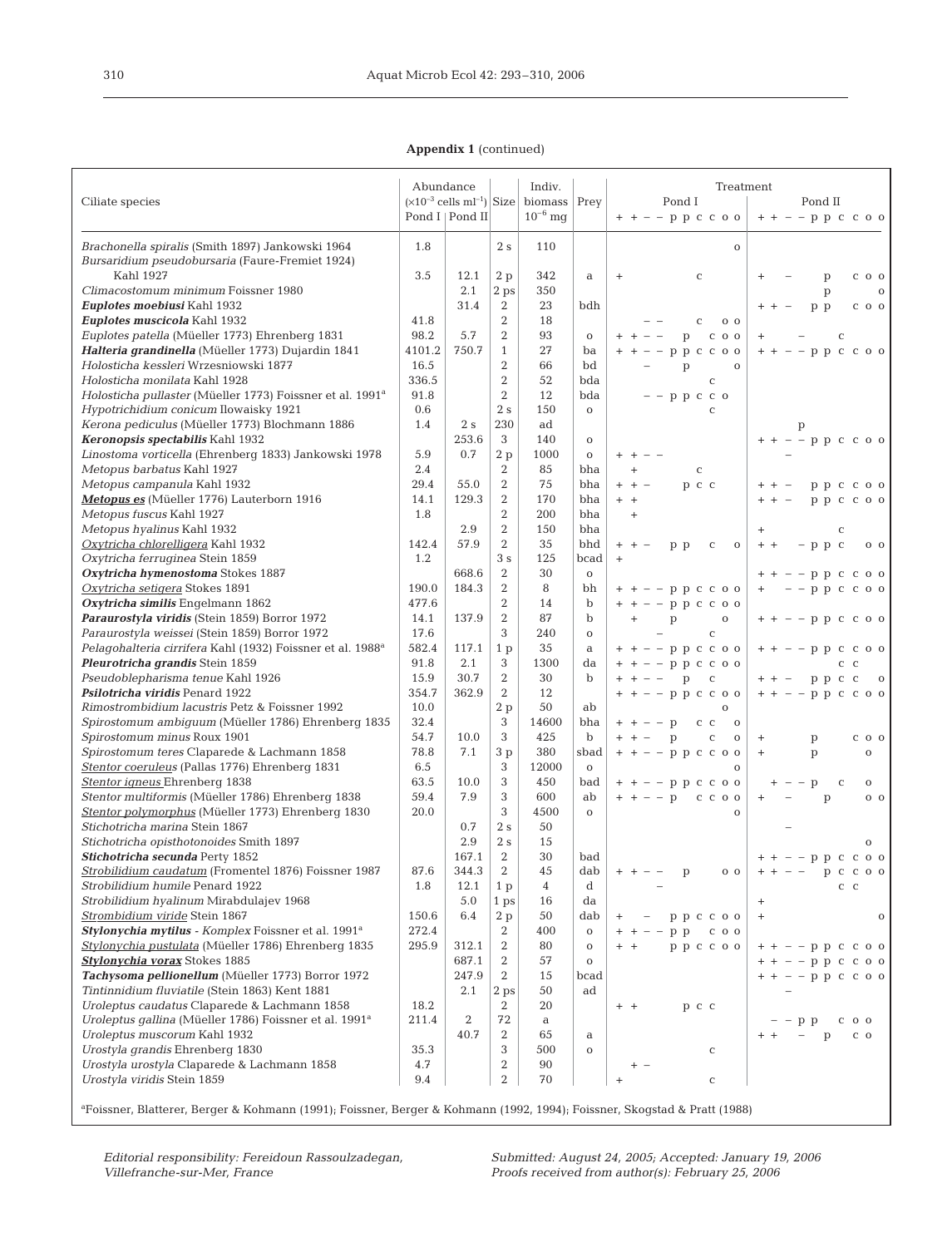**Appendix 1** (continued)

| Ciliate species | Abundance ($\times10^{-3}$ cells ml$^{-1}$) | | Size | Indiv. biomass | Prey | Treatment | | | | | | | | | | | | | | | | | | | |
|---|---|---|---|---|---|---|---|---|---|---|---|---|---|---|---|---|---|---|---|---|---|---|---|---|---|
| | Pond I | Pond II | | $10^{-6}$ mg | | Pond I | | | | | | | | | | Pond II | | | | | | | | | |
| | | | | | | + | + | − | − | p | p | c | c | o | o | + | + | − | − | p | p | c | c | o | o |
| *Brachonella spiralis* (Smith 1897) Jankowski 1964 | 1.8 | | 2 s | 110 | | | | | | | | | | | o | | | | | | | | | | |
| *Bursaridium pseudobursaria* (Faure-Fremiet 1924) Kahl 1927 | 3.5 | 12.1 | 2 p | 342 | a | + | | | | | | c | | | | + | | − | | | p | | c | o | o |
| *Climacostomum minimum* Foissner 1980 | | 2.1 | 2 ps | 350 | | | | | | | | | | | | | | | | | p | | | | o |
| ***Euplotes moebiusi*** Kahl 1932 | | 31.4 | 2 | 23 | bdh | | | | | | | | | | | + | + | − | | p | p | | c | o | o |
| ***Euplotes muscicola*** Kahl 1932 | 41.8 | | 2 | 18 | | | | − | − | | | c | | o | o | | | | | | | | | | |
| *Euplotes patella* (Müeller 1773) Ehrenberg 1831 | 98.2 | 5.7 | 2 | 93 | o | + | + | − | − | | p | | c | o | o | + | | − | | | | c | | | |
| ***Halteria grandinella*** (Müeller 1773) Dujardin 1841 | 4101.2 | 750.7 | 1 | 27 | ba | + | + | − | − | p | p | c | c | o | o | + | + | − | − | p | p | c | c | o | o |
| *Holosticha kessleri* Wrzesniowski 1877 | 16.5 | | 2 | 66 | bd | | | − | | | p | | | | o | | | | | | | | | | |
| *Holosticha monilata* Kahl 1928 | 336.5 | | 2 | 52 | bda | | | | | | | | c | | | | | | | | | | | | |
| *Holosticha pullaster* (Müeller 1773) Foissner et al. 1991[a] | 91.8 | | 2 | 12 | bda | | | − | − | p | p | c | c | o | | | | | | | | | | | |
| *Hypotrichidium conicum* Ilowaisky 1921 | 0.6 | | 2 s | 150 | o | | | | | | | | c | | | | | | | | | | | | |
| *Kerona pediculus* (Müeller 1773) Blochmann 1886 | 1.4 | 2 s | | 230 | ad | | | | | | | | | | | | | | | p | | | | | |
| ***Keronopsis spectabilis*** Kahl 1932 | | 253.6 | 3 | 140 | o | | | | | | | | | | | + | + | − | − | p | p | c | c | o | o |
| *Linostoma vorticella* (Ehrenberg 1833) Jankowski 1978 | 5.9 | 0.7 | 2 p | 1000 | o | + | + | − | − | | | | | | | | | − | | | | | | | |
| *Metopus barbatus* Kahl 1927 | 2.4 | | 2 | 85 | bha | | + | | | | | c | | | | | | | | | | | | | |
| *Metopus campanula* Kahl 1932 | 29.4 | 55.0 | 2 | 75 | bha | + | + | − | | | p | c | c | | | + | + | − | | p | p | c | c | o | o |
| ***Metopus es*** (Müeller 1776) Lauterborn 1916 | 14.1 | 129.3 | 2 | 170 | bha | + | + | | | | | | | | | + | + | − | | p | p | c | c | o | o |
| *Metopus fuscus* Kahl 1927 | 1.8 | | 2 | 200 | bha | | + | | | | | | | | | | | | | | | | | | |
| *Metopus hyalinus* Kahl 1932 | | 2.9 | 2 | 150 | bha | | | | | | | | | | | + | | | | | | c | | | |
| *Oxytricha chlorelligera* Kahl 1932 | 142.4 | 57.9 | 2 | 35 | bhd | + | + | − | | p | p | | c | | o | + | + | | − | p | p | c | | o | o |
| *Oxytricha ferruginea* Stein 1859 | 1.2 | | 3 s | 125 | bcad | + | | | | | | | | | | | | | | | | | | | |
| ***Oxytricha hymenostoma*** Stokes 1887 | | 668.6 | 2 | 30 | o | | | | | | | | | | | + | + | − | − | p | p | c | c | o | o |
| *Oxytricha setigera* Stokes 1891 | 190.0 | 184.3 | 2 | 8 | bh | + | + | − | − | p | p | c | c | o | o | + | | − | − | p | p | c | c | o | o |
| ***Oxytricha similis*** Engelmann 1862 | 477.6 | | 2 | 14 | b | + | + | − | − | p | p | c | c | o | o | | | | | | | | | | |
| ***Paraurostyla viridis*** (Stein 1859) Borror 1972 | 14.1 | 137.9 | 2 | 87 | b | | + | | | p | | | | o | | + | + | − | − | p | p | c | c | o | o |
| *Paraurostyla weissei* (Stein 1859) Borror 1972 | 17.6 | | 3 | 240 | o | | | | − | | | | c | | | | | | | | | | | | |
| *Pelagohalteria cirrifera* Kahl (1932) Foissner et al. 1988[a] | 582.4 | 117.1 | 1 p | 35 | a | + | + | − | − | p | p | c | c | o | o | + | + | − | − | p | p | c | c | o | o |
| ***Pleurotricha grandis*** Stein 1859 | 91.8 | 2.1 | 3 | 1300 | da | + | + | − | − | p | p | c | c | o | o | | | | | | | c | c | | |
| *Pseudoblepharisma tenue* Kahl 1926 | 15.9 | 30.7 | 2 | 30 | b | + | + | − | − | | p | | c | | | + | + | − | | p | p | c | c | | o |
| ***Psilotricha viridis*** Penard 1922 | 354.7 | 362.9 | 2 | 12 | | + | + | − | − | p | p | c | c | o | o | + | + | − | − | p | p | c | c | o | o |
| *Rimostrombidium lacustris* Petz & Foissner 1992 | 10.0 | | 2 p | 50 | ab | | | | | | | | | o | | | | | | | | | | | |
| *Spirostomum ambiguum* (Müeller 1786) Ehrenberg 1835 | 32.4 | | 3 | 14600 | bha | + | + | − | − | p | | c | c | o | | | | | | | | | | | |
| *Spirostomum minus* Roux 1901 | 54.7 | 10.0 | 3 | 425 | b | + | + | − | | p | | | c | | o | + | | | | p | | | c | o | o |
| *Spirostomum teres* Claparede & Lachmann 1858 | 78.8 | 7.1 | 3 p | 380 | sbad | + | + | − | − | p | p | c | c | o | o | + | | | | p | | | | o | |
| *Stentor coeruleus* (Pallas 1776) Ehrenberg 1831 | 6.5 | | 3 | 12000 | o | | | | | | | | | | o | | | | | | | | | | |
| *Stentor igneus* Ehrenberg 1838 | 63.5 | 10.0 | 3 | 450 | bad | + | + | − | − | p | p | c | c | o | o | | + | − | − | p | | c | | o | |
| *Stentor multiformis* (Müeller 1786) Ehrenberg 1838 | 59.4 | 7.9 | 3 | 600 | ab | + | + | − | − | p | | c | c | o | o | + | | − | | | p | | | o | o |
| *Stentor polymorphus* (Müeller 1773) Ehrenberg 1830 | 20.0 | | 3 | 4500 | o | | | | | | | | | | o | | | | | | | | | | |
| *Stichotricha marina* Stein 1867 | | 0.7 | 2 s | 50 | | | | | | | | | | | | | | − | | | | | | | |
| *Stichotricha opisthotonoides* Smith 1897 | | 2.9 | 2 s | 15 | | | | | | | | | | | | | | | | | | | | o | |
| ***Stichotricha secunda*** Perty 1852 | | 167.1 | 2 | 30 | bad | | | | | | | | | | | + | + | − | − | p | p | c | c | o | o |
| *Strobilidium caudatum* (Fromentel 1876) Foissner 1987 | 87.6 | 344.3 | 2 | 45 | dab | + | + | − | − | | p | | | o | o | + | + | − | − | | p | c | c | o | o |
| *Strobilidium humile* Penard 1922 | 1.8 | 12.1 | 1 p | 4 | d | | | | − | | | | | | | | | | | | | c | c | | |
| *Strobilidium hyalinum* Mirabdulajev 1968 | | 5.0 | 1 ps | 16 | da | | | | | | | | | | | + | | | | | | | | | |
| *Strombidium viride* Stein 1867 | 150.6 | 6.4 | 2 p | 50 | dab | + | | | − | p | p | c | c | o | o | + | | | | | | | | | o |
| ***Stylonychia mytilus*** - *Komplex* Foissner et al. 1991[a] | 272.4 | | 2 | 400 | o | + | + | − | − | p | p | | c | o | o | | | | | | | | | | |
| *Stylonychia pustulata* (Müeller 1786) Ehrenberg 1835 | 295.9 | 312.1 | 2 | 80 | o | + | + | | | p | p | c | c | o | o | + | + | − | − | p | p | c | c | o | o |
| ***Stylonychia vorax*** Stokes 1885 | | 687.1 | 2 | 57 | o | | | | | | | | | | | + | + | − | − | p | p | c | c | o | o |
| ***Tachysoma pellionellum*** (Müeller 1773) Borror 1972 | | 247.9 | 2 | 15 | bcad | | | | | | | | | | | + | + | − | − | p | p | c | c | o | o |
| *Tintinnidium fluviatile* (Stein 1863) Kent 1881 | | 2.1 | 2 ps | 50 | ad | | | | | | | | | | | | | − | | | | | | | |
| *Uroleptus caudatus* Claparede & Lachmann 1858 | 18.2 | | 2 | 20 | | + | + | | | | p | c | c | | | | | | | | | | | | |
| *Uroleptus gallina* (Müeller 1786) Foissner et al. 1991[a] | 211.4 | 2 | 72 | a | | | | | | | | | | | | | | − | − | p | p | | c | o | o |
| *Uroleptus muscorum* Kahl 1932 | | 40.7 | 2 | 65 | a | | | | | | | | | | | + | + | | − | | p | | c | o | |
| *Urostyla grandis* Ehrenberg 1830 | 35.3 | | 3 | 500 | o | | | | | | | | c | | | | | | | | | | | | |
| *Urostyla urostyla* Claparede & Lachmann 1858 | 4.7 | | 2 | 90 | | | + | − | | | | | | | | | | | | | | | | | |
| *Urostyla viridis* Stein 1859 | 9.4 | | 2 | 70 | | + | | | | | | | c | | | | | | | | | | | | |

[a]Foissner, Blatterer, Berger & Kohmann (1991); Foissner, Berger & Kohmann (1992, 1994); Foissner, Skogstad & Pratt (1988)

*Editorial responsibility: Fereidoun Rassoulzadegan, Villefranche-sur-Mer, France*

*Submitted: August 24, 2005; Accepted: January 19, 2006*
*Proofs received from author(s): February 25, 2006*